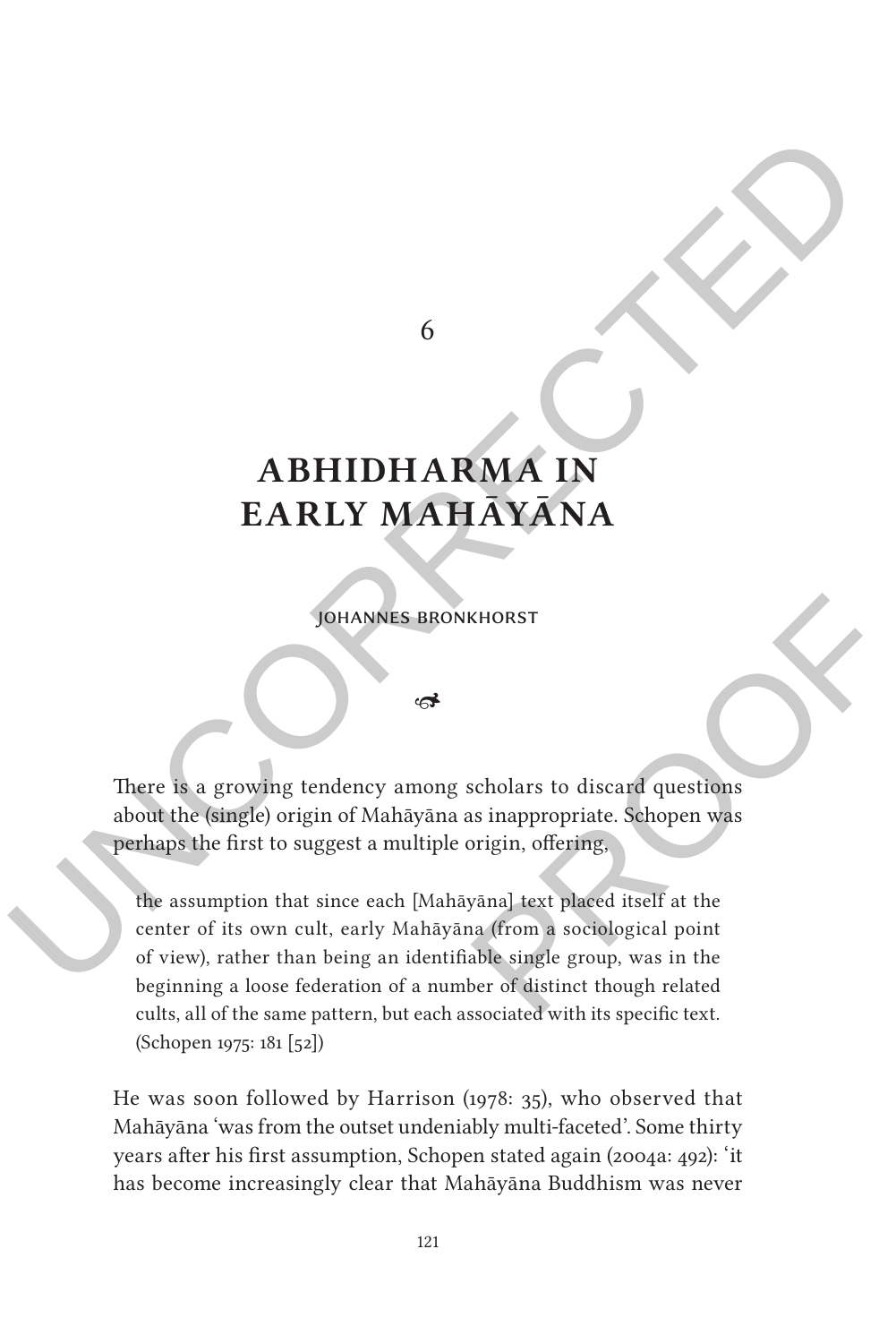# 6

# ABHIDHARMA IN EARLY MAHĀYĀNA

JOHANNES BRONKHORST

There is a growing tendency among scholars to discard questions about the (single) origin of Mahāyāna as inappropriate. Schopen was perhaps the first to suggest a multiple origin, offering,

> the assumption that since each [Mahāyāna] text placed itself at the center of its own cult, early Mahāyāna (from a sociological point of view), rather than being an identifiable single group, was in the beginning a loose federation of a number of distinct though related cults, all of the same pattern, but each associated with its specific text. (Schopen 1975: 181 [52])

He was soon followed by Harrison (1978: 35), who observed that Mahāyāna 'was from the outset undeniably multi-faceted'. Some thirty years after his first assumption, Schopen stated again (2004a: 492): 'it has become increasingly clear that Mahāyāna Buddhism was never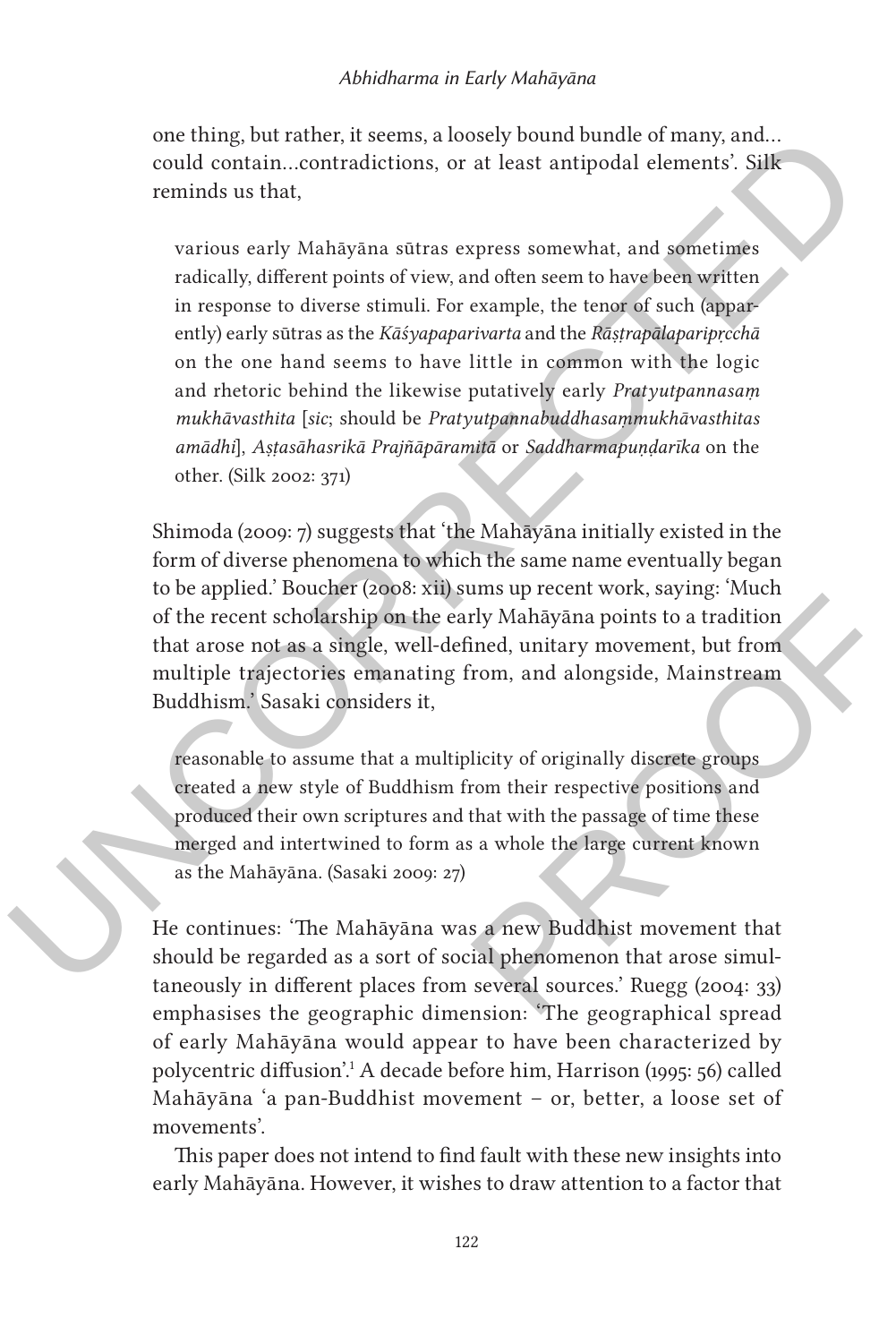one thing, but rather, it seems, a loosely bound bundle of many, and… could contain…contradictions, or at least antipodal elements'. Silk reminds us that,

> various early Mahāyāna sūtras express somewhat, and sometimes radically, different points of view, and often seem to have been written in response to diverse stimuli. For example, the tenor of such (apparently) early sūtras as the *Kāśyapaparivarta* and the *Rāṣṭrapālaparipṛcchā* on the one hand seems to have little in common with the logic and rhetoric behind the likewise putatively early *Pratyutpannasaṃ mukhāvasthita* [*sic*; should be *Pratyutpannabuddhasaṃmukhāvasthitas amādhi*], *Aṣṭasāhasrikā Prajñāpāramitā* or *Saddharmapuṇḍarīka* on the other. (Silk 2002: 371)

Shimoda (2009: 7) suggests that 'the Mahāyāna initially existed in the form of diverse phenomena to which the same name eventually began to be applied.' Boucher (2008: xii) sums up recent work, saying: 'Much of the recent scholarship on the early Mahāyāna points to a tradition that arose not as a single, well-defined, unitary movement, but from multiple trajectories emanating from, and alongside, Mainstream Buddhism.' Sasaki considers it,

> reasonable to assume that a multiplicity of originally discrete groups created a new style of Buddhism from their respective positions and produced their own scriptures and that with the passage of time these merged and intertwined to form as a whole the large current known as the Mahāyāna. (Sasaki 2009: 27)

He continues: 'The Mahāyāna was a new Buddhist movement that should be regarded as a sort of social phenomenon that arose simultaneously in different places from several sources.' Ruegg (2004: 33) emphasises the geographic dimension: 'The geographical spread of early Mahāyāna would appear to have been characterized by polycentric diffusion'.[1] A decade before him, Harrison (1995: 56) called Mahāyāna 'a pan-Buddhist movement – or, better, a loose set of movements'.

This paper does not intend to find fault with these new insights into early Mahāyāna. However, it wishes to draw attention to a factor that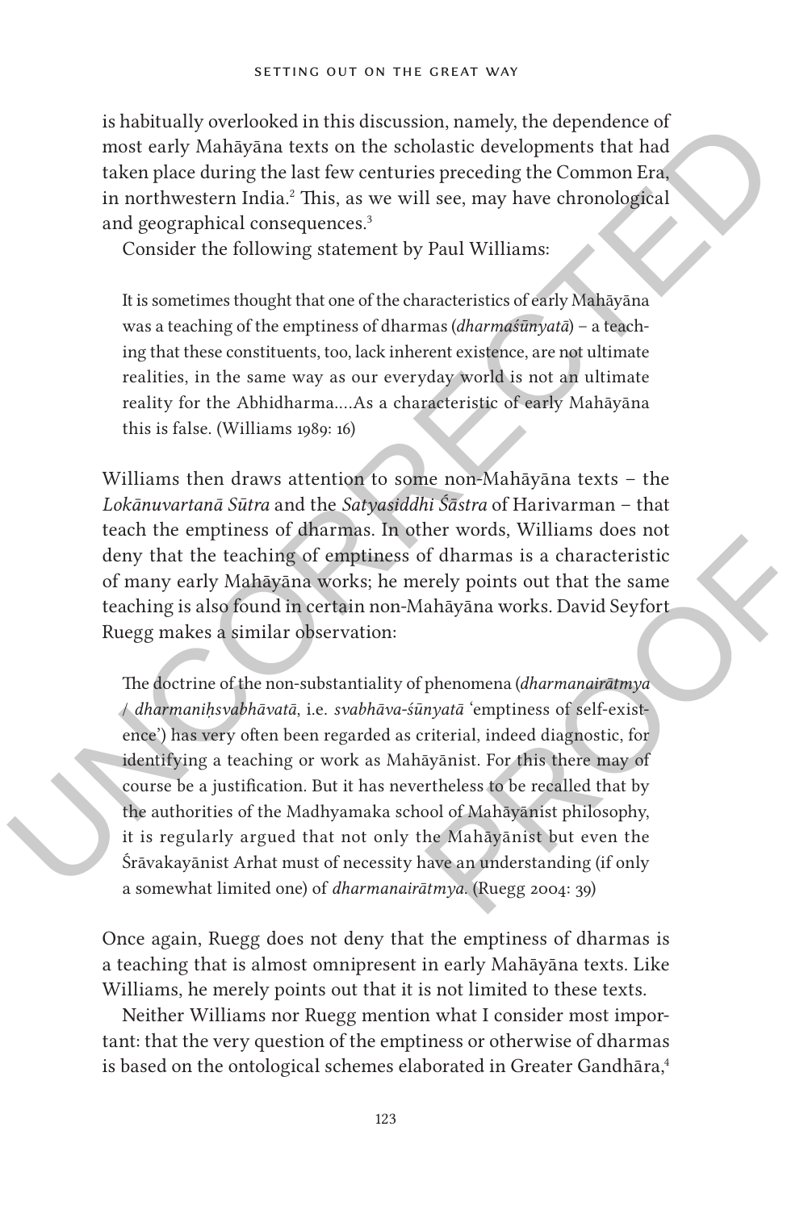is habitually overlooked in this discussion, namely, the dependence of most early Mahāyāna texts on the scholastic developments that had taken place during the last few centuries preceding the Common Era, in northwestern India.[2] This, as we will see, may have chronological and geographical consequences.[3]

Consider the following statement by Paul Williams:

> It is sometimes thought that one of the characteristics of early Mahāyāna was a teaching of the emptiness of dharmas (*dharmaśūnyatā*) – a teaching that these constituents, too, lack inherent existence, are not ultimate realities, in the same way as our everyday world is not an ultimate reality for the Abhidharma....As a characteristic of early Mahāyāna this is false. (Williams 1989: 16)

Williams then draws attention to some non-Mahāyāna texts – the *Lokānuvartanā Sūtra* and the *Satyasiddhi Śāstra* of Harivarman – that teach the emptiness of dharmas. In other words, Williams does not deny that the teaching of emptiness of dharmas is a characteristic of many early Mahāyāna works; he merely points out that the same teaching is also found in certain non-Mahāyāna works. David Seyfort Ruegg makes a similar observation:

> The doctrine of the non-substantiality of phenomena (*dharmanairātmya* / *dharmaniḥsvabhāvatā*, i.e. *svabhāva-śūnyatā* 'emptiness of self-existence') has very often been regarded as criterial, indeed diagnostic, for identifying a teaching or work as Mahāyānist. For this there may of course be a justification. But it has nevertheless to be recalled that by the authorities of the Madhyamaka school of Mahāyānist philosophy, it is regularly argued that not only the Mahāyānist but even the Śrāvakayānist Arhat must of necessity have an understanding (if only a somewhat limited one) of *dharmanairātmya*. (Ruegg 2004: 39)

Once again, Ruegg does not deny that the emptiness of dharmas is a teaching that is almost omnipresent in early Mahāyāna texts. Like Williams, he merely points out that it is not limited to these texts.

Neither Williams nor Ruegg mention what I consider most important: that the very question of the emptiness or otherwise of dharmas is based on the ontological schemes elaborated in Greater Gandhāra,[4]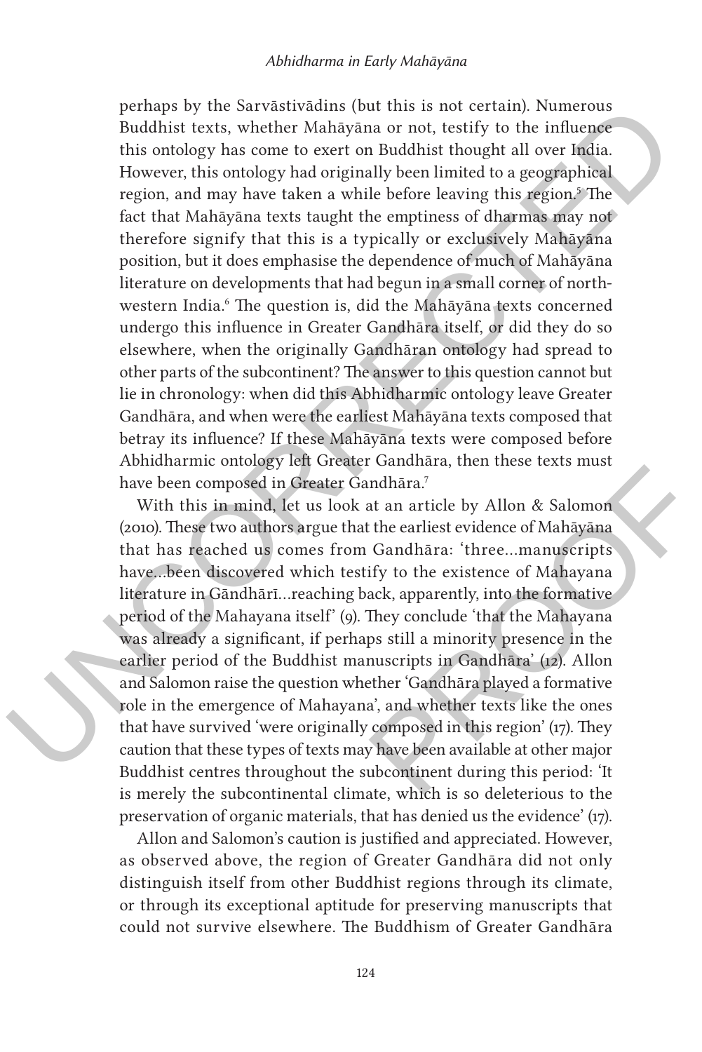perhaps by the Sarvāstivādins (but this is not certain). Numerous Buddhist texts, whether Mahāyāna or not, testify to the influence this ontology has come to exert on Buddhist thought all over India. However, this ontology had originally been limited to a geographical region, and may have taken a while before leaving this region.[5] The fact that Mahāyāna texts taught the emptiness of dharmas may not therefore signify that this is a typically or exclusively Mahāyāna position, but it does emphasise the dependence of much of Mahāyāna literature on developments that had begun in a small corner of northwestern India.[6] The question is, did the Mahāyāna texts concerned undergo this influence in Greater Gandhāra itself, or did they do so elsewhere, when the originally Gandhāran ontology had spread to other parts of the subcontinent? The answer to this question cannot but lie in chronology: when did this Abhidharmic ontology leave Greater Gandhāra, and when were the earliest Mahāyāna texts composed that betray its influence? If these Mahāyāna texts were composed before Abhidharmic ontology left Greater Gandhāra, then these texts must have been composed in Greater Gandhāra.[7]

With this in mind, let us look at an article by Allon & Salomon (2010). These two authors argue that the earliest evidence of Mahāyāna that has reached us comes from Gandhāra: 'three…manuscripts have…been discovered which testify to the existence of Mahayana literature in Gāndhārī…reaching back, apparently, into the formative period of the Mahayana itself' (9). They conclude 'that the Mahayana was already a significant, if perhaps still a minority presence in the earlier period of the Buddhist manuscripts in Gandhāra' (12). Allon and Salomon raise the question whether 'Gandhāra played a formative role in the emergence of Mahayana', and whether texts like the ones that have survived 'were originally composed in this region' (17). They caution that these types of texts may have been available at other major Buddhist centres throughout the subcontinent during this period: 'It is merely the subcontinental climate, which is so deleterious to the preservation of organic materials, that has denied us the evidence' (17).

Allon and Salomon's caution is justified and appreciated. However, as observed above, the region of Greater Gandhāra did not only distinguish itself from other Buddhist regions through its climate, or through its exceptional aptitude for preserving manuscripts that could not survive elsewhere. The Buddhism of Greater Gandhāra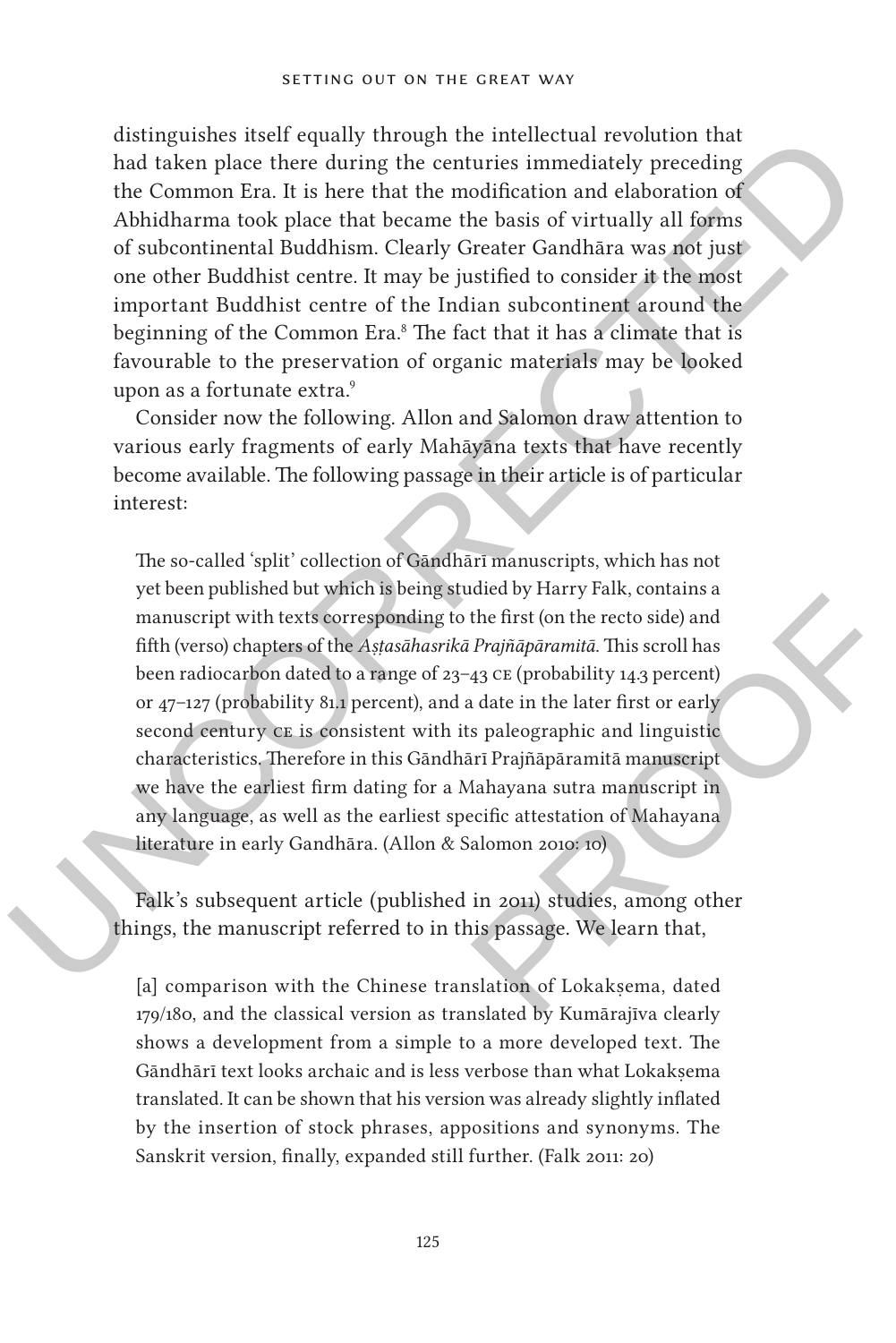distinguishes itself equally through the intellectual revolution that had taken place there during the centuries immediately preceding the Common Era. It is here that the modification and elaboration of Abhidharma took place that became the basis of virtually all forms of subcontinental Buddhism. Clearly Greater Gandhāra was not just one other Buddhist centre. It may be justified to consider it the most important Buddhist centre of the Indian subcontinent around the beginning of the Common Era.[8] The fact that it has a climate that is favourable to the preservation of organic materials may be looked upon as a fortunate extra.[9]

Consider now the following. Allon and Salomon draw attention to various early fragments of early Mahāyāna texts that have recently become available. The following passage in their article is of particular interest:

> The so-called 'split' collection of Gāndhārī manuscripts, which has not yet been published but which is being studied by Harry Falk, contains a manuscript with texts corresponding to the first (on the recto side) and fifth (verso) chapters of the *Aṣṭasāhasrikā Prajñāpāramitā*. This scroll has been radiocarbon dated to a range of 23–43 CE (probability 14.3 percent) or 47–127 (probability 81.1 percent), and a date in the later first or early second century CE is consistent with its paleographic and linguistic characteristics. Therefore in this Gāndhārī Prajñāpāramitā manuscript we have the earliest firm dating for a Mahayana sutra manuscript in any language, as well as the earliest specific attestation of Mahayana literature in early Gandhāra. (Allon & Salomon 2010: 10)

Falk's subsequent article (published in 2011) studies, among other things, the manuscript referred to in this passage. We learn that,

> [a] comparison with the Chinese translation of Lokakṣema, dated 179/180, and the classical version as translated by Kumārajīva clearly shows a development from a simple to a more developed text. The Gāndhārī text looks archaic and is less verbose than what Lokakṣema translated. It can be shown that his version was already slightly inflated by the insertion of stock phrases, appositions and synonyms. The Sanskrit version, finally, expanded still further. (Falk 2011: 20)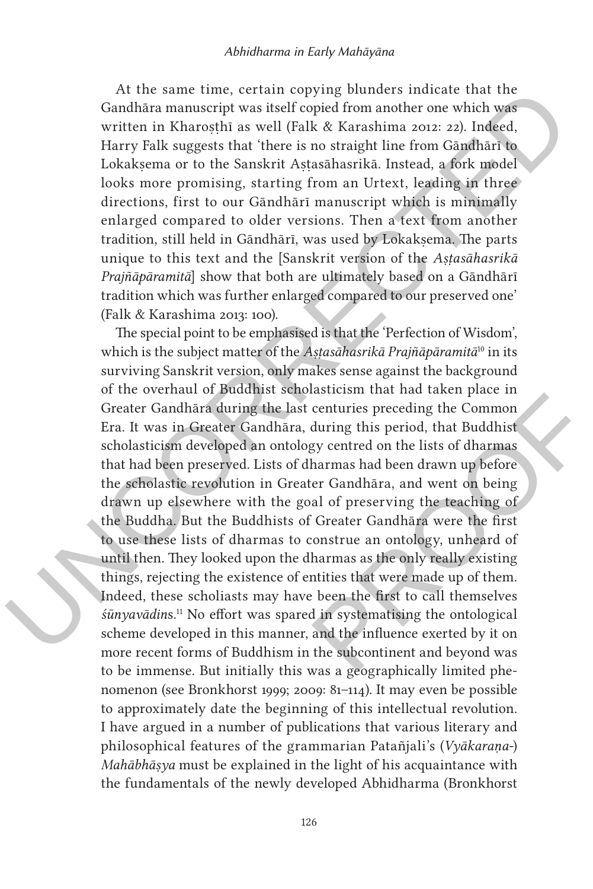At the same time, certain copying blunders indicate that the Gandhāra manuscript was itself copied from another one which was written in Kharoṣṭhī as well (Falk & Karashima 2012: 22). Indeed, Harry Falk suggests that 'there is no straight line from Gāndhārī to Lokakṣema or to the Sanskrit Aṣṭasāhasrikā. Instead, a fork model looks more promising, starting from an Urtext, leading in three directions, first to our Gāndhārī manuscript which is minimally enlarged compared to older versions. Then a text from another tradition, still held in Gāndhārī, was used by Lokakṣema. The parts unique to this text and the [Sanskrit version of the *Aṣṭasāhasrikā Prajñāpāramitā*] show that both are ultimately based on a Gāndhārī tradition which was further enlarged compared to our preserved one' (Falk & Karashima 2013: 100).

The special point to be emphasised is that the 'Perfection of Wisdom', which is the subject matter of the *Aṣṭasāhasrikā Prajñāpāramitā*[10] in its surviving Sanskrit version, only makes sense against the background of the overhaul of Buddhist scholasticism that had taken place in Greater Gandhāra during the last centuries preceding the Common Era. It was in Greater Gandhāra, during this period, that Buddhist scholasticism developed an ontology centred on the lists of dharmas that had been preserved. Lists of dharmas had been drawn up before the scholastic revolution in Greater Gandhāra, and went on being drawn up elsewhere with the goal of preserving the teaching of the Buddha. But the Buddhists of Greater Gandhāra were the first to use these lists of dharmas to construe an ontology, unheard of until then. They looked upon the dharmas as the only really existing things, rejecting the existence of entities that were made up of them. Indeed, these scholiasts may have been the first to call themselves *śūnyavādins*.[11] No effort was spared in systematising the ontological scheme developed in this manner, and the influence exerted by it on more recent forms of Buddhism in the subcontinent and beyond was to be immense. But initially this was a geographically limited phenomenon (see Bronkhorst 1999; 2009: 81–114). It may even be possible to approximately date the beginning of this intellectual revolution. I have argued in a number of publications that various literary and philosophical features of the grammarian Patañjali's (*Vyākaraṇa-*) *Mahābhāṣya* must be explained in the light of his acquaintance with the fundamentals of the newly developed Abhidharma (Bronkhorst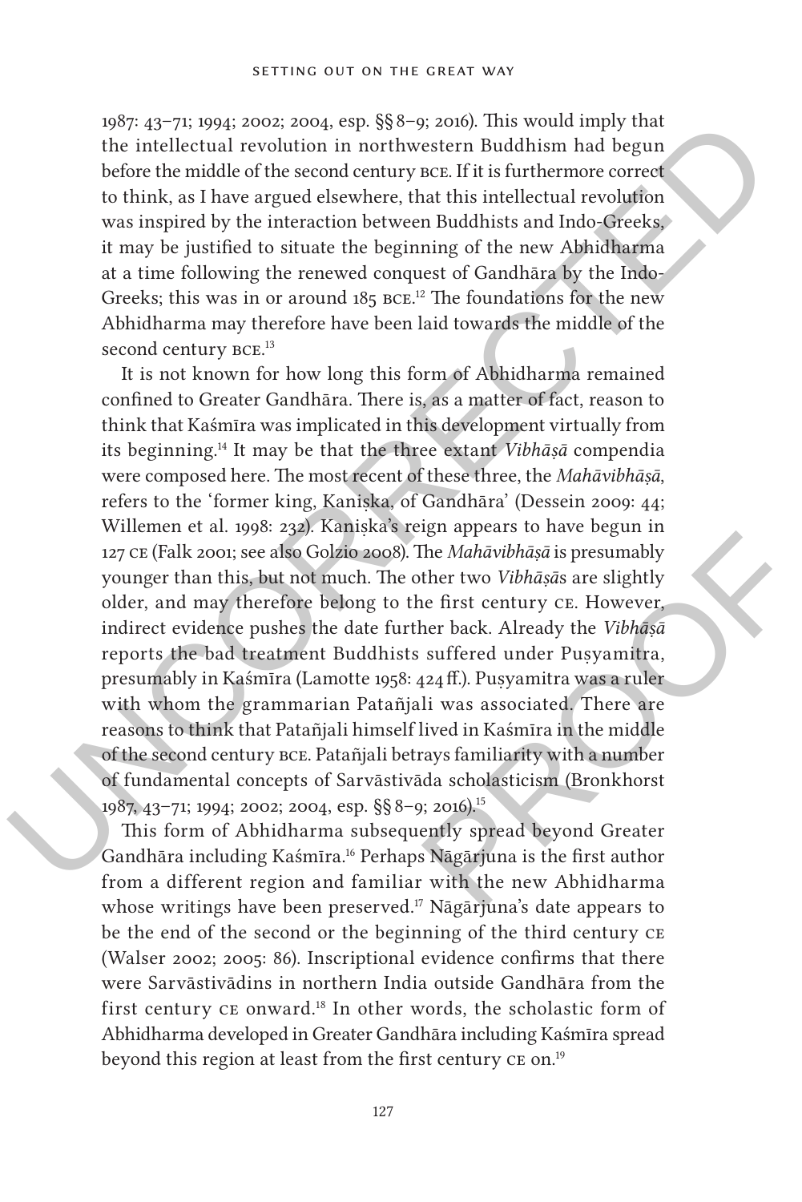1987: 43–71; 1994; 2002; 2004, esp. §§ 8–9; 2016). This would imply that the intellectual revolution in northwestern Buddhism had begun before the middle of the second century BCE. If it is furthermore correct to think, as I have argued elsewhere, that this intellectual revolution was inspired by the interaction between Buddhists and Indo-Greeks, it may be justified to situate the beginning of the new Abhidharma at a time following the renewed conquest of Gandhāra by the Indo-Greeks; this was in or around 185 BCE.[12] The foundations for the new Abhidharma may therefore have been laid towards the middle of the second century BCE.[13]

It is not known for how long this form of Abhidharma remained confined to Greater Gandhāra. There is, as a matter of fact, reason to think that Kaśmīra was implicated in this development virtually from its beginning.[14] It may be that the three extant *Vibhāṣā* compendia were composed here. The most recent of these three, the *Mahāvibhāṣā*, refers to the 'former king, Kaniṣka, of Gandhāra' (Dessein 2009: 44; Willemen et al. 1998: 232). Kaniṣka's reign appears to have begun in 127 CE (Falk 2001; see also Golzio 2008). The *Mahāvibhāṣā* is presumably younger than this, but not much. The other two *Vibhāṣā*s are slightly older, and may therefore belong to the first century CE. However, indirect evidence pushes the date further back. Already the *Vibhāṣā* reports the bad treatment Buddhists suffered under Puṣyamitra, presumably in Kaśmīra (Lamotte 1958: 424 ff.). Puṣyamitra was a ruler with whom the grammarian Patañjali was associated. There are reasons to think that Patañjali himself lived in Kaśmīra in the middle of the second century BCE. Patañjali betrays familiarity with a number of fundamental concepts of Sarvāstivāda scholasticism (Bronkhorst 1987, 43–71; 1994; 2002; 2004, esp. §§ 8–9; 2016).[15]

This form of Abhidharma subsequently spread beyond Greater Gandhāra including Kaśmīra.[16] Perhaps Nāgārjuna is the first author from a different region and familiar with the new Abhidharma whose writings have been preserved.[17] Nāgārjuna's date appears to be the end of the second or the beginning of the third century CE (Walser 2002; 2005: 86). Inscriptional evidence confirms that there were Sarvāstivādins in northern India outside Gandhāra from the first century CE onward.[18] In other words, the scholastic form of Abhidharma developed in Greater Gandhāra including Kaśmīra spread beyond this region at least from the first century CE on.[19]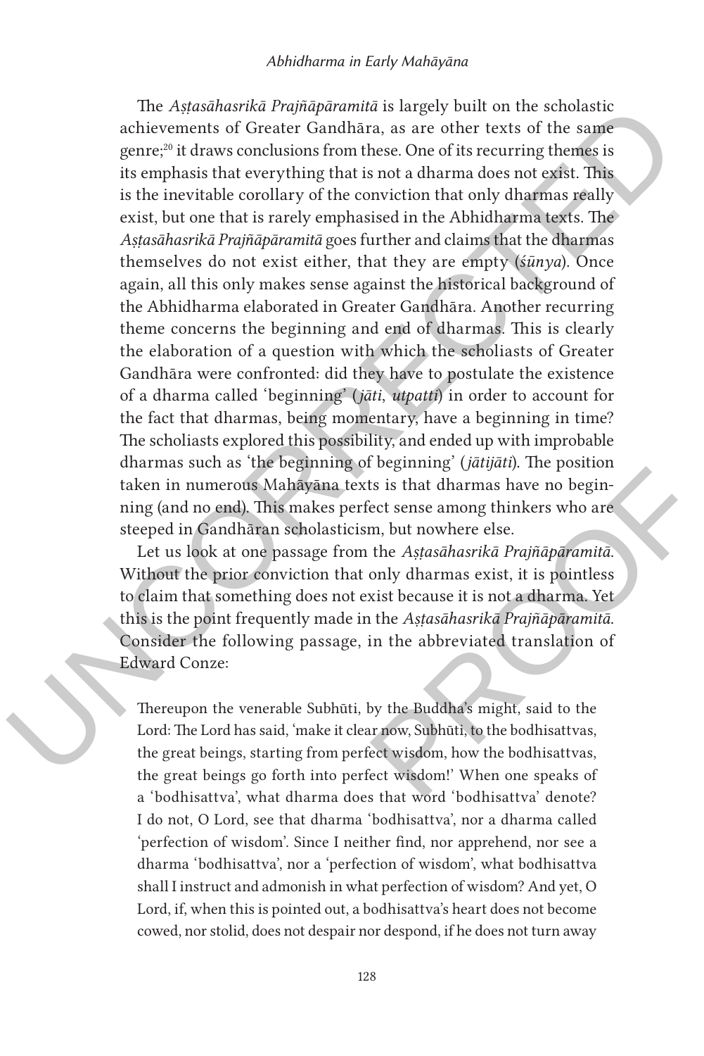The *Aṣṭasāhasrikā Prajñāpāramitā* is largely built on the scholastic achievements of Greater Gandhāra, as are other texts of the same genre;[20] it draws conclusions from these. One of its recurring themes is its emphasis that everything that is not a dharma does not exist. This is the inevitable corollary of the conviction that only dharmas really exist, but one that is rarely emphasised in the Abhidharma texts. The *Aṣṭasāhasrikā Prajñāpāramitā* goes further and claims that the dharmas themselves do not exist either, that they are empty (*śūnya*). Once again, all this only makes sense against the historical background of the Abhidharma elaborated in Greater Gandhāra. Another recurring theme concerns the beginning and end of dharmas. This is clearly the elaboration of a question with which the scholiasts of Greater Gandhāra were confronted: did they have to postulate the existence of a dharma called 'beginning' (*jāti*, *utpatti*) in order to account for the fact that dharmas, being momentary, have a beginning in time? The scholiasts explored this possibility, and ended up with improbable dharmas such as 'the beginning of beginning' (*jātijāti*). The position taken in numerous Mahāyāna texts is that dharmas have no beginning (and no end). This makes perfect sense among thinkers who are steeped in Gandhāran scholasticism, but nowhere else.

Let us look at one passage from the *Aṣṭasāhasrikā Prajñāpāramitā*. Without the prior conviction that only dharmas exist, it is pointless to claim that something does not exist because it is not a dharma. Yet this is the point frequently made in the *Aṣṭasāhasrikā Prajñāpāramitā*. Consider the following passage, in the abbreviated translation of Edward Conze:

> Thereupon the venerable Subhūti, by the Buddha's might, said to the Lord: The Lord has said, 'make it clear now, Subhūti, to the bodhisattvas, the great beings, starting from perfect wisdom, how the bodhisattvas, the great beings go forth into perfect wisdom!' When one speaks of a 'bodhisattva', what dharma does that word 'bodhisattva' denote? I do not, O Lord, see that dharma 'bodhisattva', nor a dharma called 'perfection of wisdom'. Since I neither find, nor apprehend, nor see a dharma 'bodhisattva', nor a 'perfection of wisdom', what bodhisattva shall I instruct and admonish in what perfection of wisdom? And yet, O Lord, if, when this is pointed out, a bodhisattva's heart does not become cowed, nor stolid, does not despair nor despond, if he does not turn away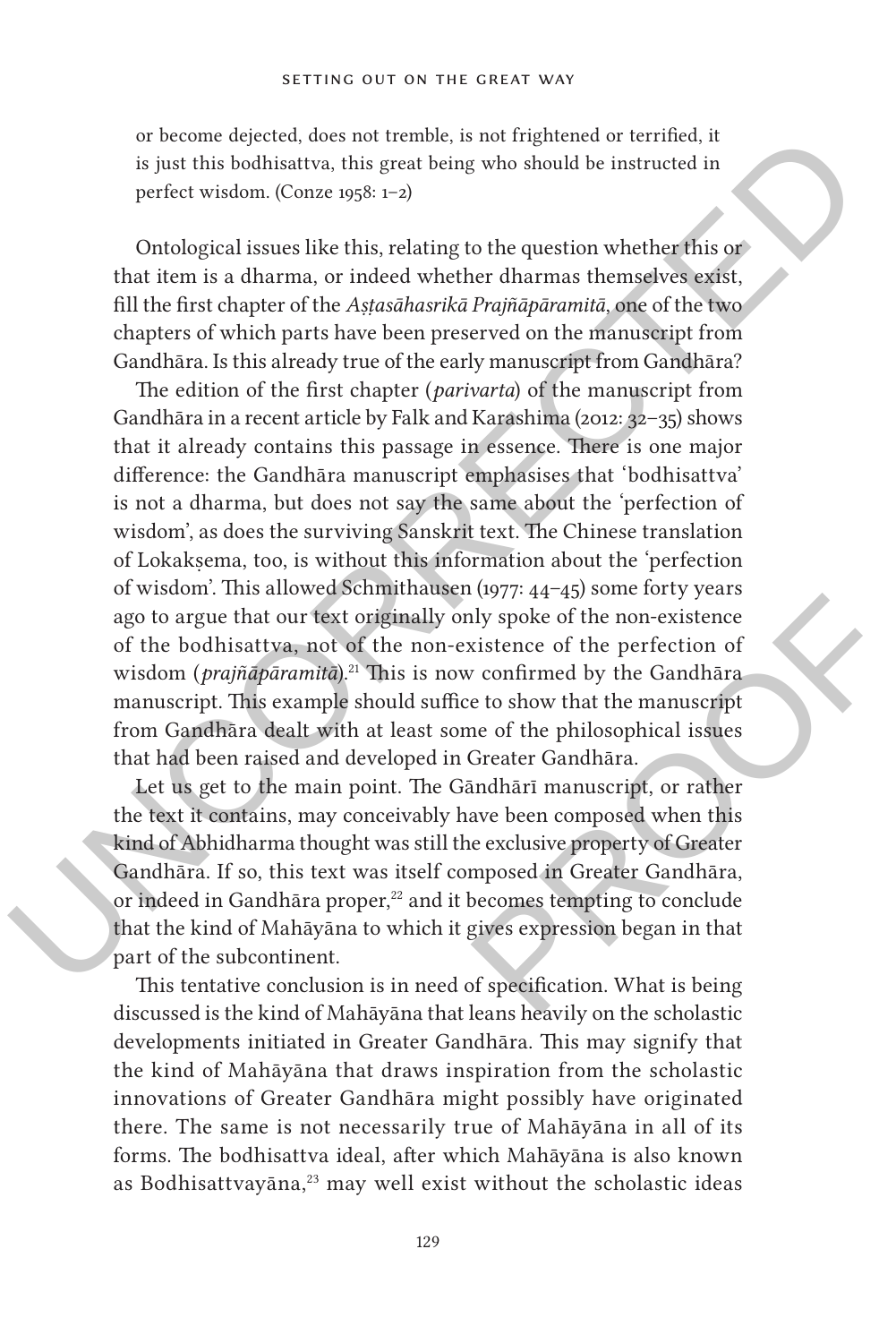or become dejected, does not tremble, is not frightened or terrified, it is just this bodhisattva, this great being who should be instructed in perfect wisdom. (Conze 1958: 1–2)

Ontological issues like this, relating to the question whether this or that item is a dharma, or indeed whether dharmas themselves exist, fill the first chapter of the *Aṣṭasāhasrikā Prajñāpāramitā*, one of the two chapters of which parts have been preserved on the manuscript from Gandhāra. Is this already true of the early manuscript from Gandhāra?

The edition of the first chapter (*parivarta*) of the manuscript from Gandhāra in a recent article by Falk and Karashima (2012: 32–35) shows that it already contains this passage in essence. There is one major difference: the Gandhāra manuscript emphasises that 'bodhisattva' is not a dharma, but does not say the same about the 'perfection of wisdom', as does the surviving Sanskrit text. The Chinese translation of Lokakṣema, too, is without this information about the 'perfection of wisdom'. This allowed Schmithausen (1977: 44–45) some forty years ago to argue that our text originally only spoke of the non-existence of the bodhisattva, not of the non-existence of the perfection of wisdom (*prajñāpāramitā*).[21] This is now confirmed by the Gandhāra manuscript. This example should suffice to show that the manuscript from Gandhāra dealt with at least some of the philosophical issues that had been raised and developed in Greater Gandhāra.

Let us get to the main point. The Gāndhārī manuscript, or rather the text it contains, may conceivably have been composed when this kind of Abhidharma thought was still the exclusive property of Greater Gandhāra. If so, this text was itself composed in Greater Gandhāra, or indeed in Gandhāra proper,[22] and it becomes tempting to conclude that the kind of Mahāyāna to which it gives expression began in that part of the subcontinent.

This tentative conclusion is in need of specification. What is being discussed is the kind of Mahāyāna that leans heavily on the scholastic developments initiated in Greater Gandhāra. This may signify that the kind of Mahāyāna that draws inspiration from the scholastic innovations of Greater Gandhāra might possibly have originated there. The same is not necessarily true of Mahāyāna in all of its forms. The bodhisattva ideal, after which Mahāyāna is also known as Bodhisattvayāna,[23] may well exist without the scholastic ideas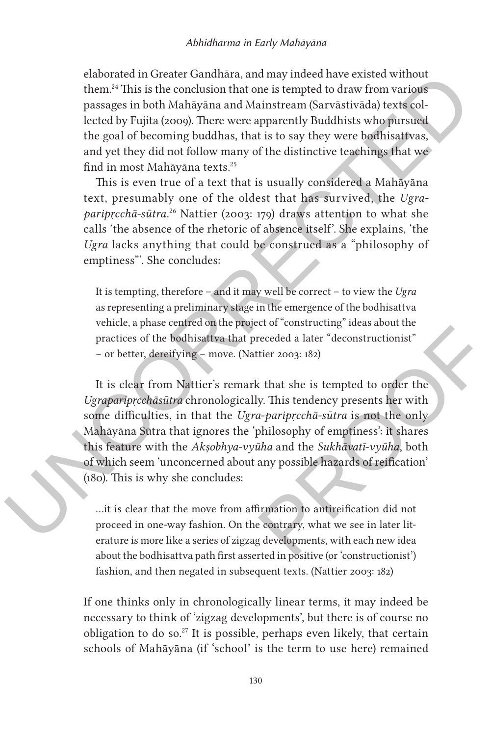elaborated in Greater Gandhāra, and may indeed have existed without them.[24] This is the conclusion that one is tempted to draw from various passages in both Mahāyāna and Mainstream (Sarvāstivāda) texts collected by Fujita (2009). There were apparently Buddhists who pursued the goal of becoming buddhas, that is to say they were bodhisattvas, and yet they did not follow many of the distinctive teachings that we find in most Mahāyāna texts.[25]

This is even true of a text that is usually considered a Mahāyāna text, presumably one of the oldest that has survived, the *Ugra-paripṛcchā-sūtra*.[26] Nattier (2003: 179) draws attention to what she calls 'the absence of the rhetoric of absence itself'. She explains, 'the *Ugra* lacks anything that could be construed as a "philosophy of emptiness"'. She concludes:

> It is tempting, therefore – and it may well be correct – to view the *Ugra* as representing a preliminary stage in the emergence of the bodhisattva vehicle, a phase centred on the project of "constructing" ideas about the practices of the bodhisattva that preceded a later "deconstructionist" – or better, dereifying – move. (Nattier 2003: 182)

It is clear from Nattier's remark that she is tempted to order the *Ugraparipṛcchāsūtra* chronologically. This tendency presents her with some difficulties, in that the *Ugra-paripṛcchā-sūtra* is not the only Mahāyāna Sūtra that ignores the 'philosophy of emptiness': it shares this feature with the *Akṣobhya-vyūha* and the *Sukhāvatī-vyūha*, both of which seem 'unconcerned about any possible hazards of reification' (180). This is why she concludes:

> ...it is clear that the move from affirmation to antireification did not proceed in one-way fashion. On the contrary, what we see in later literature is more like a series of zigzag developments, with each new idea about the bodhisattva path first asserted in positive (or 'constructionist') fashion, and then negated in subsequent texts. (Nattier 2003: 182)

If one thinks only in chronologically linear terms, it may indeed be necessary to think of 'zigzag developments', but there is of course no obligation to do so.[27] It is possible, perhaps even likely, that certain schools of Mahāyāna (if 'school' is the term to use here) remained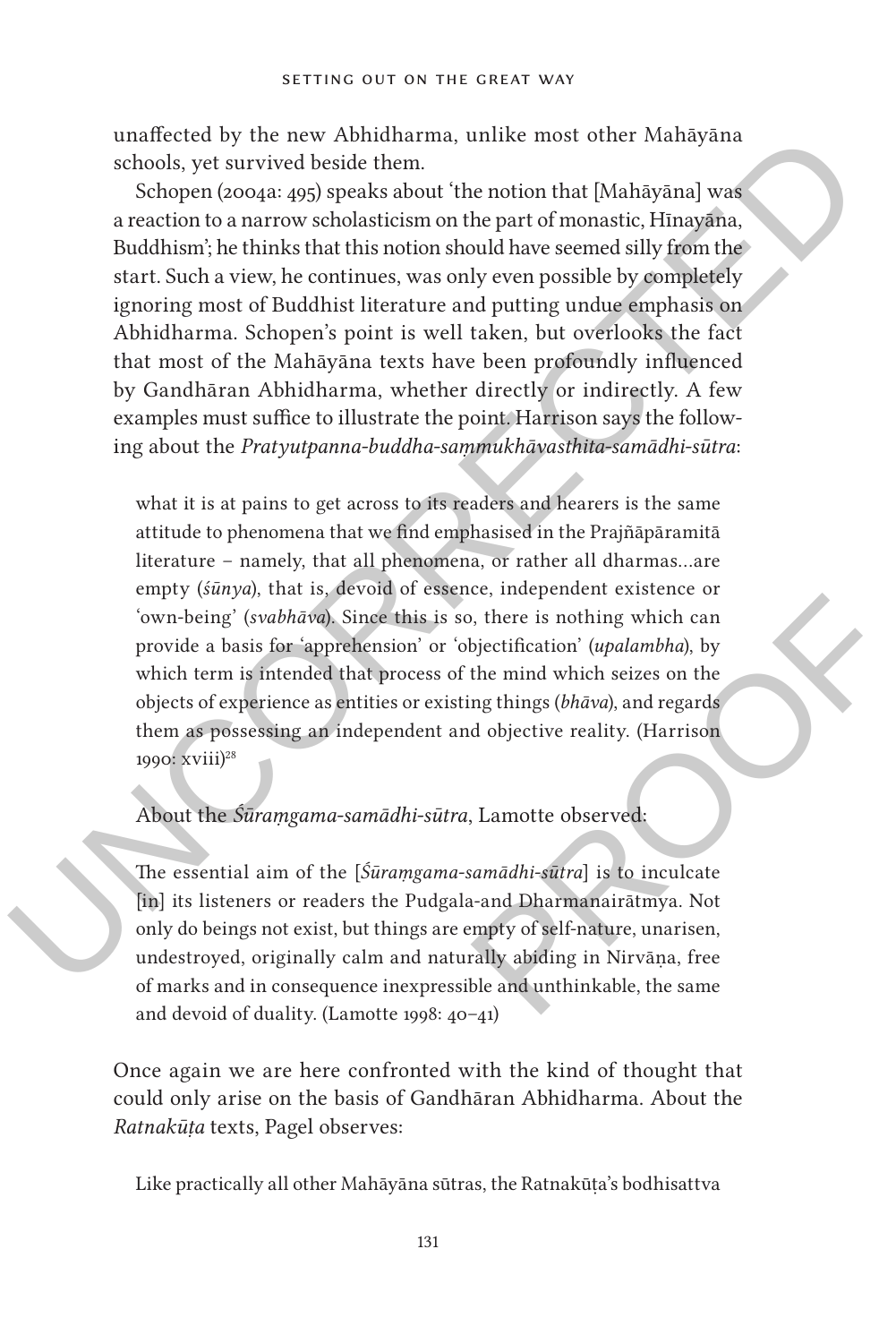unaffected by the new Abhidharma, unlike most other Mahāyāna schools, yet survived beside them.

Schopen (2004a: 495) speaks about 'the notion that [Mahāyāna] was a reaction to a narrow scholasticism on the part of monastic, Hīnayāna, Buddhism'; he thinks that this notion should have seemed silly from the start. Such a view, he continues, was only even possible by completely ignoring most of Buddhist literature and putting undue emphasis on Abhidharma. Schopen's point is well taken, but overlooks the fact that most of the Mahāyāna texts have been profoundly influenced by Gandhāran Abhidharma, whether directly or indirectly. A few examples must suffice to illustrate the point. Harrison says the following about the *Pratyutpanna-buddha-saṃmukhāvasthita-samādhi-sūtra*:

> what it is at pains to get across to its readers and hearers is the same attitude to phenomena that we find emphasised in the Prajñāpāramitā literature – namely, that all phenomena, or rather all dharmas...are empty (*śūnya*), that is, devoid of essence, independent existence or 'own-being' (*svabhāva*). Since this is so, there is nothing which can provide a basis for 'apprehension' or 'objectification' (*upalambha*), by which term is intended that process of the mind which seizes on the objects of experience as entities or existing things (*bhāva*), and regards them as possessing an independent and objective reality. (Harrison 1990: xviii)[28]

About the *Śūraṃgama-samādhi-sūtra*, Lamotte observed:

> The essential aim of the [*Śūraṃgama-samādhi-sūtra*] is to inculcate [in] its listeners or readers the Pudgala-and Dharmanairātmya. Not only do beings not exist, but things are empty of self-nature, unarisen, undestroyed, originally calm and naturally abiding in Nirvāṇa, free of marks and in consequence inexpressible and unthinkable, the same and devoid of duality. (Lamotte 1998: 40–41)

Once again we are here confronted with the kind of thought that could only arise on the basis of Gandhāran Abhidharma. About the *Ratnakūṭa* texts, Pagel observes:

> Like practically all other Mahāyāna sūtras, the Ratnakūṭa's bodhisattva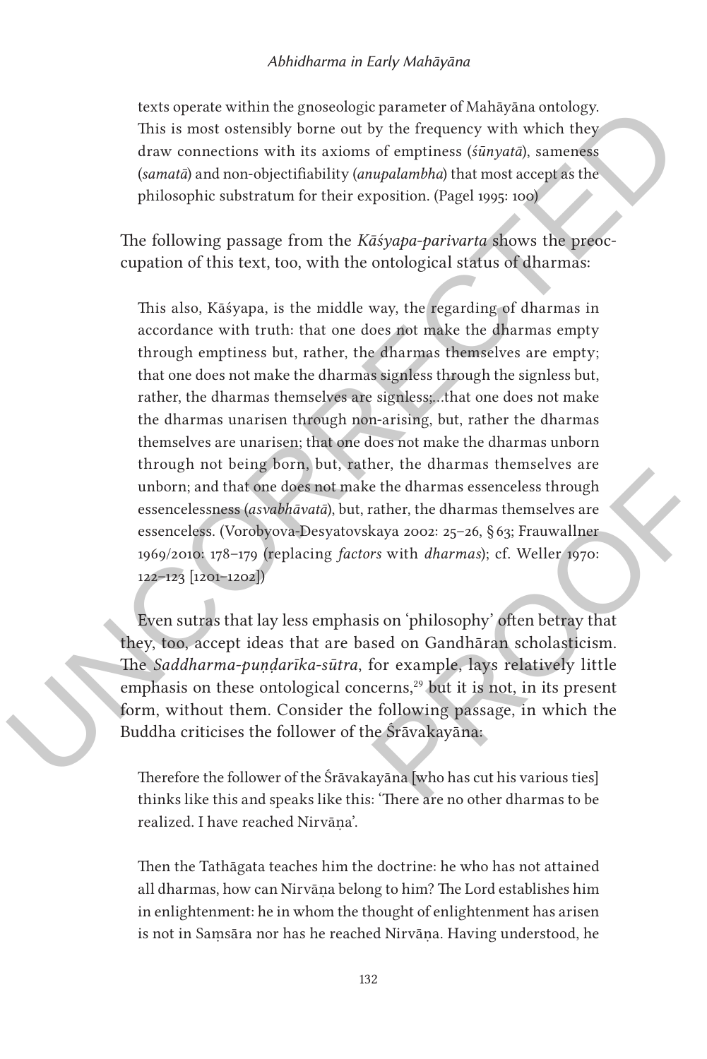> texts operate within the gnoseologic parameter of Mahāyāna ontology. This is most ostensibly borne out by the frequency with which they draw connections with its axioms of emptiness (*śūnyatā*), sameness (*samatā*) and non-objectifiability (*anupalambha*) that most accept as the philosophic substratum for their exposition. (Pagel 1995: 100)

The following passage from the *Kāśyapa-parivarta* shows the preoccupation of this text, too, with the ontological status of dharmas:

> This also, Kāśyapa, is the middle way, the regarding of dharmas in accordance with truth: that one does not make the dharmas empty through emptiness but, rather, the dharmas themselves are empty; that one does not make the dharmas signless through the signless but, rather, the dharmas themselves are signless;...that one does not make the dharmas unarisen through non-arising, but, rather the dharmas themselves are unarisen; that one does not make the dharmas unborn through not being born, but, rather, the dharmas themselves are unborn; and that one does not make the dharmas essenceless through essencelessness (*asvabhāvatā*), but, rather, the dharmas themselves are essenceless. (Vorobyova-Desyatovskaya 2002: 25–26, § 63; Frauwallner 1969/2010: 178–179 (replacing *factors* with *dharmas*); cf. Weller 1970: 122–123 [1201–1202])

Even sutras that lay less emphasis on 'philosophy' often betray that they, too, accept ideas that are based on Gandhāran scholasticism. The *Saddharma-puṇḍarīka-sūtra*, for example, lays relatively little emphasis on these ontological concerns,[29] but it is not, in its present form, without them. Consider the following passage, in which the Buddha criticises the follower of the Śrāvakayāna:

> Therefore the follower of the Śrāvakayāna [who has cut his various ties] thinks like this and speaks like this: 'There are no other dharmas to be realized. I have reached Nirvāṇa'.
>
> Then the Tathāgata teaches him the doctrine: he who has not attained all dharmas, how can Nirvāṇa belong to him? The Lord establishes him in enlightenment: he in whom the thought of enlightenment has arisen is not in Saṃsāra nor has he reached Nirvāṇa. Having understood, he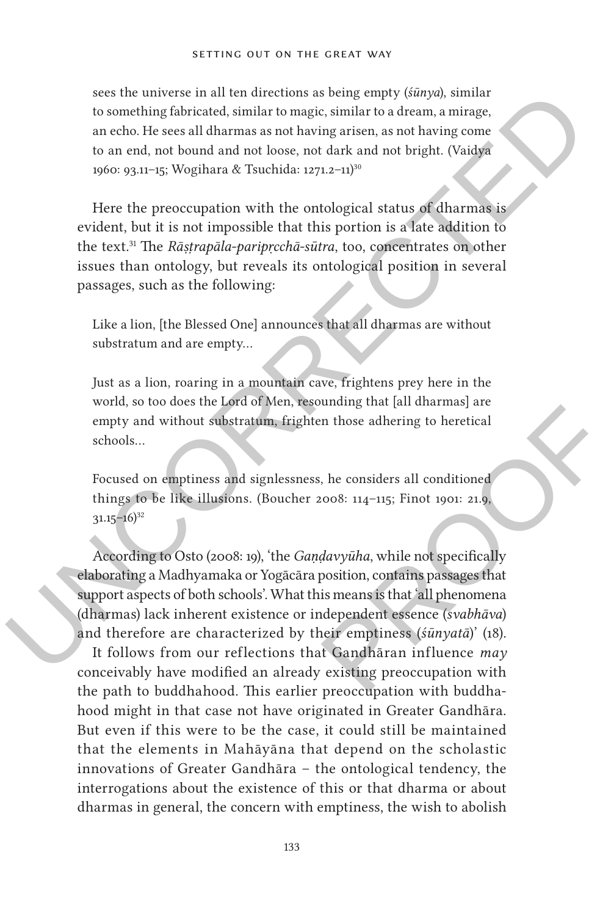sees the universe in all ten directions as being empty (*śūnya*), similar to something fabricated, similar to magic, similar to a dream, a mirage, an echo. He sees all dharmas as not having arisen, as not having come to an end, not bound and not loose, not dark and not bright. (Vaidya 1960: 93.11–15; Wogihara & Tsuchida: 1271.2–11)[30]

Here the preoccupation with the ontological status of dharmas is evident, but it is not impossible that this portion is a late addition to the text.[31] The *Rāṣṭrapāla-paripṛcchā-sūtra*, too, concentrates on other issues than ontology, but reveals its ontological position in several passages, such as the following:

> Like a lion, [the Blessed One] announces that all dharmas are without substratum and are empty…
>
> Just as a lion, roaring in a mountain cave, frightens prey here in the world, so too does the Lord of Men, resounding that [all dharmas] are empty and without substratum, frighten those adhering to heretical schools…
>
> Focused on emptiness and signlessness, he considers all conditioned things to be like illusions. (Boucher 2008: 114–115; Finot 1901: 21.9, 31.15–16)[32]

According to Osto (2008: 19), 'the *Gaṇḍavyūha*, while not specifically elaborating a Madhyamaka or Yogācāra position, contains passages that support aspects of both schools'. What this means is that 'all phenomena (dharmas) lack inherent existence or independent essence (*svabhāva*) and therefore are characterized by their emptiness (*śūnyatā*)' (18).

It follows from our reflections that Gandhāran influence *may* conceivably have modified an already existing preoccupation with the path to buddhahood. This earlier preoccupation with buddhahood might in that case not have originated in Greater Gandhāra. But even if this were to be the case, it could still be maintained that the elements in Mahāyāna that depend on the scholastic innovations of Greater Gandhāra – the ontological tendency, the interrogations about the existence of this or that dharma or about dharmas in general, the concern with emptiness, the wish to abolish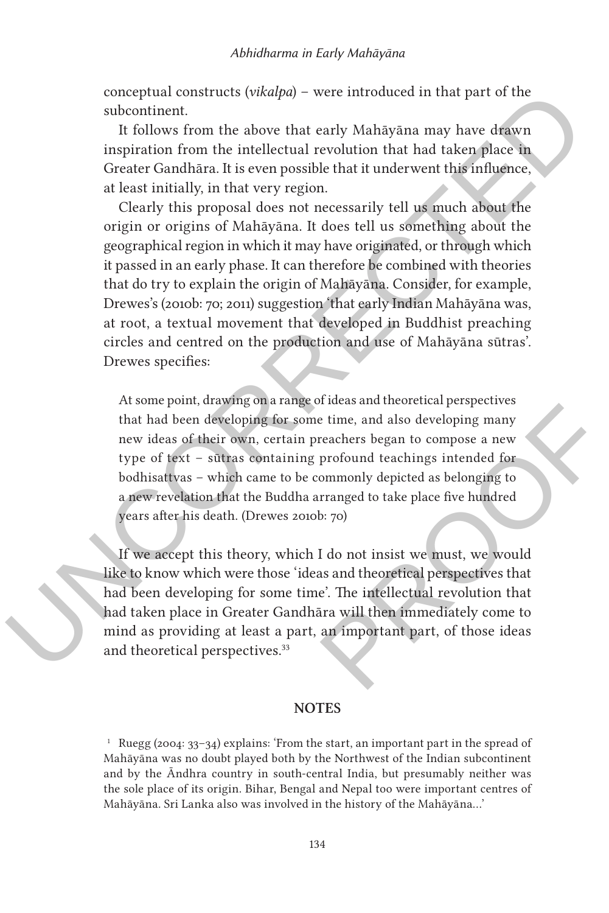conceptual constructs (*vikalpa*) – were introduced in that part of the subcontinent.

It follows from the above that early Mahāyāna may have drawn inspiration from the intellectual revolution that had taken place in Greater Gandhāra. It is even possible that it underwent this influence, at least initially, in that very region.

Clearly this proposal does not necessarily tell us much about the origin or origins of Mahāyāna. It does tell us something about the geographical region in which it may have originated, or through which it passed in an early phase. It can therefore be combined with theories that do try to explain the origin of Mahāyāna. Consider, for example, Drewes's (2010b: 70; 2011) suggestion 'that early Indian Mahāyāna was, at root, a textual movement that developed in Buddhist preaching circles and centred on the production and use of Mahāyāna sūtras'. Drewes specifies:

> At some point, drawing on a range of ideas and theoretical perspectives that had been developing for some time, and also developing many new ideas of their own, certain preachers began to compose a new type of text – sūtras containing profound teachings intended for bodhisattvas – which came to be commonly depicted as belonging to a new revelation that the Buddha arranged to take place five hundred years after his death. (Drewes 2010b: 70)

If we accept this theory, which I do not insist we must, we would like to know which were those 'ideas and theoretical perspectives that had been developing for some time'. The intellectual revolution that had taken place in Greater Gandhāra will then immediately come to mind as providing at least a part, an important part, of those ideas and theoretical perspectives.[33]

## NOTES

[1] Ruegg (2004: 33–34) explains: 'From the start, an important part in the spread of Mahāyāna was no doubt played both by the Northwest of the Indian subcontinent and by the Āndhra country in south-central India, but presumably neither was the sole place of its origin. Bihar, Bengal and Nepal too were important centres of Mahāyāna. Sri Lanka also was involved in the history of the Mahāyāna…'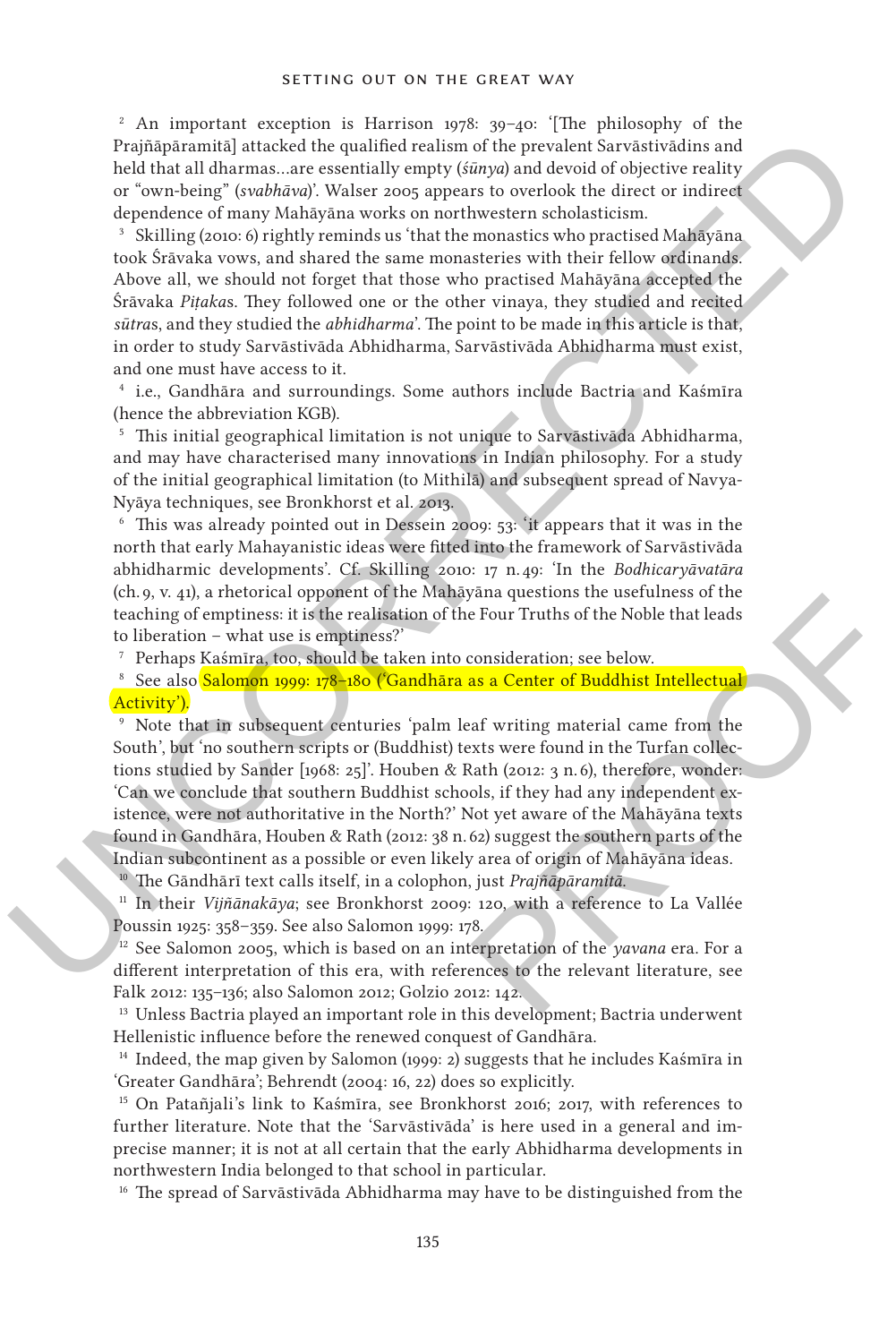[2] An important exception is Harrison 1978: 39–40: '[The philosophy of the Prajñāpāramitā] attacked the qualified realism of the prevalent Sarvāstivādins and held that all dharmas…are essentially empty (*śūnya*) and devoid of objective reality or "own-being" (*svabhāva*)'. Walser 2005 appears to overlook the direct or indirect dependence of many Mahāyāna works on northwestern scholasticism.

[3] Skilling (2010: 6) rightly reminds us 'that the monastics who practised Mahāyāna took Śrāvaka vows, and shared the same monasteries with their fellow ordinands. Above all, we should not forget that those who practised Mahāyāna accepted the Śrāvaka *Piṭaka*s. They followed one or the other vinaya, they studied and recited *sūtra*s, and they studied the *abhidharma*'. The point to be made in this article is that, in order to study Sarvāstivāda Abhidharma, Sarvāstivāda Abhidharma must exist, and one must have access to it.

[4] i.e., Gandhāra and surroundings. Some authors include Bactria and Kaśmīra (hence the abbreviation KGB).

[5] This initial geographical limitation is not unique to Sarvāstivāda Abhidharma, and may have characterised many innovations in Indian philosophy. For a study of the initial geographical limitation (to Mithilā) and subsequent spread of Navya-Nyāya techniques, see Bronkhorst et al. 2013.

[6] This was already pointed out in Dessein 2009: 53: 'it appears that it was in the north that early Mahayanistic ideas were fitted into the framework of Sarvāstivāda abhidharmic developments'. Cf. Skilling 2010: 17 n. 49: 'In the *Bodhicaryāvatāra* (ch. 9, v. 41), a rhetorical opponent of the Mahāyāna questions the usefulness of the teaching of emptiness: it is the realisation of the Four Truths of the Noble that leads to liberation – what use is emptiness?'

[7] Perhaps Kaśmīra, too, should be taken into consideration; see below.

[8] See also Salomon 1999: 178–180 ('Gandhāra as a Center of Buddhist Intellectual Activity').

[9] Note that in subsequent centuries 'palm leaf writing material came from the South', but 'no southern scripts or (Buddhist) texts were found in the Turfan collections studied by Sander [1968: 25]'. Houben & Rath (2012: 3 n. 6), therefore, wonder: 'Can we conclude that southern Buddhist schools, if they had any independent existence, were not authoritative in the North?' Not yet aware of the Mahāyāna texts found in Gandhāra, Houben & Rath (2012: 38 n. 62) suggest the southern parts of the Indian subcontinent as a possible or even likely area of origin of Mahāyāna ideas.

[10] The Gāndhārī text calls itself, in a colophon, just *Prajñāpāramitā*.

[11] In their *Vijñānakāya*; see Bronkhorst 2009: 120, with a reference to La Vallée Poussin 1925: 358–359. See also Salomon 1999: 178.

[12] See Salomon 2005, which is based on an interpretation of the *yavana* era. For a different interpretation of this era, with references to the relevant literature, see Falk 2012: 135–136; also Salomon 2012; Golzio 2012: 142.

[13] Unless Bactria played an important role in this development; Bactria underwent Hellenistic influence before the renewed conquest of Gandhāra.

[14] Indeed, the map given by Salomon (1999: 2) suggests that he includes Kaśmīra in 'Greater Gandhāra'; Behrendt (2004: 16, 22) does so explicitly.

[15] On Patañjali's link to Kaśmīra, see Bronkhorst 2016; 2017, with references to further literature. Note that the 'Sarvāstivāda' is here used in a general and imprecise manner; it is not at all certain that the early Abhidharma developments in northwestern India belonged to that school in particular.

[16] The spread of Sarvāstivāda Abhidharma may have to be distinguished from the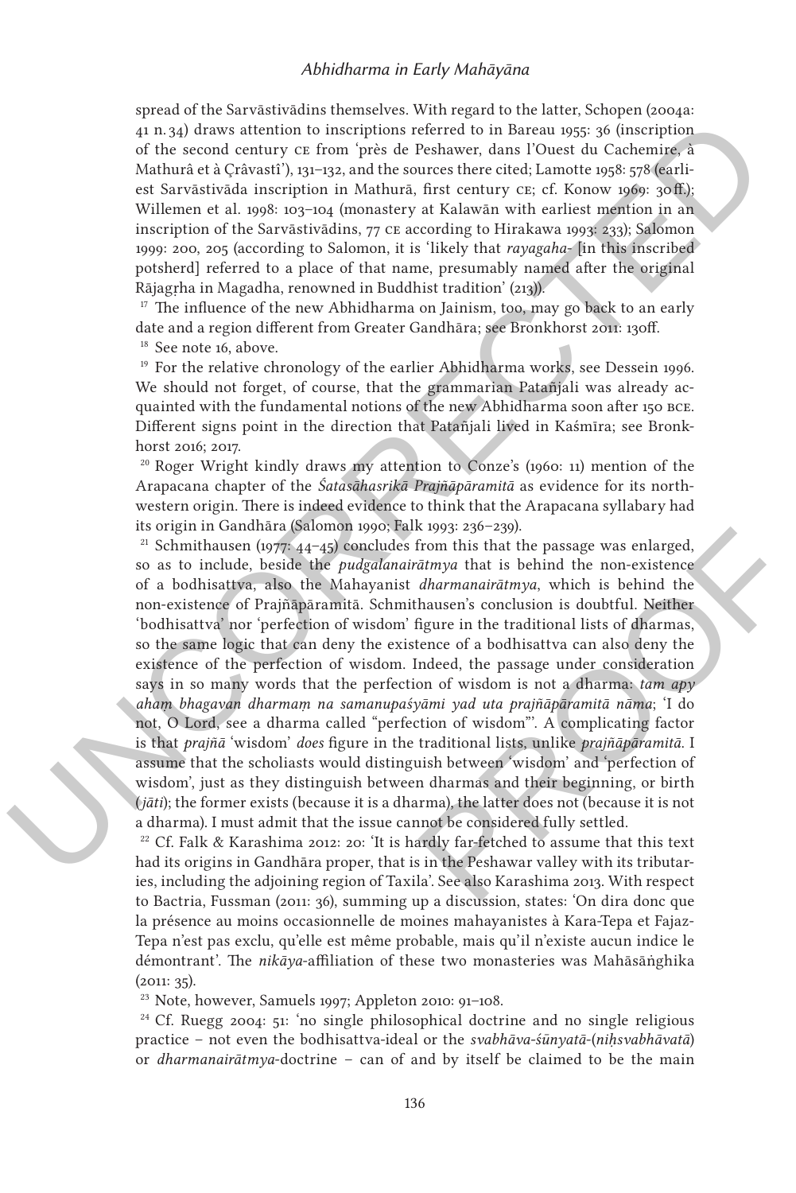spread of the Sarvāstivādins themselves. With regard to the latter, Schopen (2004a: 41 n. 34) draws attention to inscriptions referred to in Bareau 1955: 36 (inscription of the second century CE from 'près de Peshawer, dans l'Ouest du Cachemire, à Mathurâ et à Çrâvastî'), 131–132, and the sources there cited; Lamotte 1958: 578 (earliest Sarvāstivāda inscription in Mathurā, first century CE; cf. Konow 1969: 30 ff.); Willemen et al. 1998: 103–104 (monastery at Kalawān with earliest mention in an inscription of the Sarvāstivādins, 77 CE according to Hirakawa 1993: 233); Salomon 1999: 200, 205 (according to Salomon, it is 'likely that *rayagaha-* [in this inscribed potsherd] referred to a place of that name, presumably named after the original Rājagṛha in Magadha, renowned in Buddhist tradition' (213)).

[17] The influence of the new Abhidharma on Jainism, too, may go back to an early date and a region different from Greater Gandhāra; see Bronkhorst 2011: 130ff.

[18] See note 16, above.

[19] For the relative chronology of the earlier Abhidharma works, see Dessein 1996. We should not forget, of course, that the grammarian Patañjali was already acquainted with the fundamental notions of the new Abhidharma soon after 150 BCE. Different signs point in the direction that Patañjali lived in Kaśmīra; see Bronkhorst 2016; 2017.

[20] Roger Wright kindly draws my attention to Conze's (1960: 11) mention of the Arapacana chapter of the *Śatasāhasrikā Prajñāpāramitā* as evidence for its northwestern origin. There is indeed evidence to think that the Arapacana syllabary had its origin in Gandhāra (Salomon 1990; Falk 1993: 236–239).

[21] Schmithausen (1977: 44–45) concludes from this that the passage was enlarged, so as to include, beside the *pudgalanairātmya* that is behind the non-existence of a bodhisattva, also the Mahayanist *dharmanairātmya*, which is behind the non-existence of Prajñāpāramitā. Schmithausen's conclusion is doubtful. Neither 'bodhisattva' nor 'perfection of wisdom' figure in the traditional lists of dharmas, so the same logic that can deny the existence of a bodhisattva can also deny the existence of the perfection of wisdom. Indeed, the passage under consideration says in so many words that the perfection of wisdom is not a dharma: *tam apy ahaṃ bhagavan dharmaṃ na samanupaśyāmi yad uta prajñāpāramitā nāma*; 'I do not, O Lord, see a dharma called "perfection of wisdom"'. A complicating factor is that *prajñā* 'wisdom' *does* figure in the traditional lists, unlike *prajñāpāramitā*. I assume that the scholiasts would distinguish between 'wisdom' and 'perfection of wisdom', just as they distinguish between dharmas and their beginning, or birth (*jāti*); the former exists (because it is a dharma), the latter does not (because it is not a dharma). I must admit that the issue cannot be considered fully settled.

[22] Cf. Falk & Karashima 2012: 20: 'It is hardly far-fetched to assume that this text had its origins in Gandhāra proper, that is in the Peshawar valley with its tributaries, including the adjoining region of Taxila'. See also Karashima 2013. With respect to Bactria, Fussman (2011: 36), summing up a discussion, states: 'On dira donc que la présence au moins occasionnelle de moines mahayanistes à Kara-Tepa et Fajaz-Tepa n'est pas exclu, qu'elle est même probable, mais qu'il n'existe aucun indice le démontrant'. The *nikāya*-affiliation of these two monasteries was Mahāsāṅghika (2011: 35).

[23] Note, however, Samuels 1997; Appleton 2010: 91–108.

[24] Cf. Ruegg 2004: 51: 'no single philosophical doctrine and no single religious practice – not even the bodhisattva-ideal or the *svabhāva-śūnyatā-*(*niḥsvabhāvatā*) or *dharmanairātmya*-doctrine – can of and by itself be claimed to be the main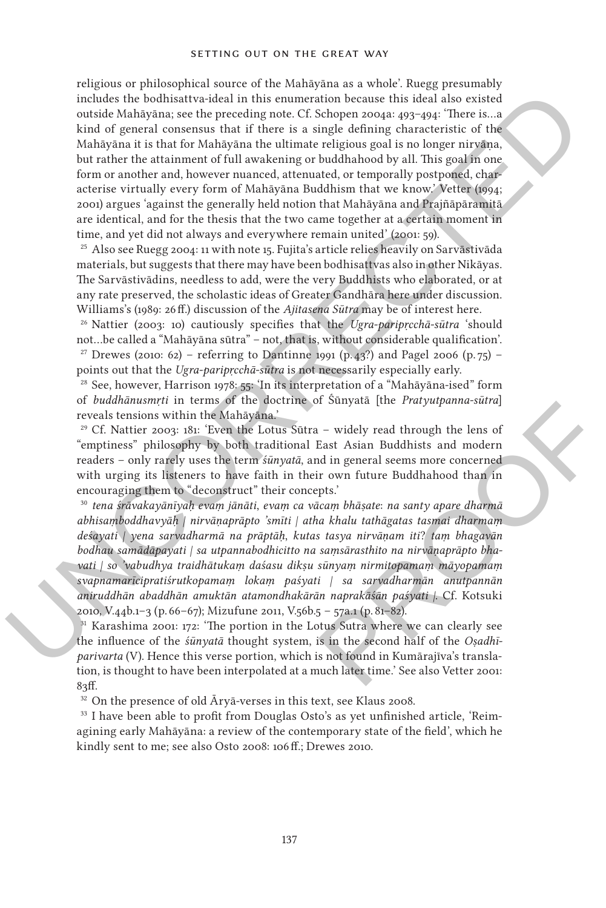religious or philosophical source of the Mahāyāna as a whole'. Ruegg presumably includes the bodhisattva-ideal in this enumeration because this ideal also existed outside Mahāyāna; see the preceding note. Cf. Schopen 2004a: 493–494: 'There is…a kind of general consensus that if there is a single defining characteristic of the Mahāyāna it is that for Mahāyāna the ultimate religious goal is no longer nirvāṇa, but rather the attainment of full awakening or buddhahood by all. This goal in one form or another and, however nuanced, attenuated, or temporally postponed, characterise virtually every form of Mahāyāna Buddhism that we know.' Vetter (1994; 2001) argues 'against the generally held notion that Mahāyāna and Prajñāpāramitā are identical, and for the thesis that the two came together at a certain moment in time, and yet did not always and everywhere remain united' (2001: 59).

[25] Also see Ruegg 2004: 11 with note 15. Fujita's article relies heavily on Sarvāstivāda materials, but suggests that there may have been bodhisattvas also in other Nikāyas. The Sarvāstivādins, needless to add, were the very Buddhists who elaborated, or at any rate preserved, the scholastic ideas of Greater Gandhāra here under discussion. Williams's (1989: 26 ff.) discussion of the *Ajitasena Sūtra* may be of interest here.

[26] Nattier (2003: 10) cautiously specifies that the *Ugra-paripṛcchā-sūtra* 'should not…be called a "Mahāyāna sūtra" – not, that is, without considerable qualification'.

[27] Drewes (2010: 62) – referring to Dantinne 1991 (p. 43?) and Pagel 2006 (p. 75) – points out that the *Ugra-paripṛcchā-sūtra* is not necessarily especially early.

[28] See, however, Harrison 1978: 55: 'In its interpretation of a "Mahāyāna-ised" form of *buddhānusmṛti* in terms of the doctrine of Śūnyatā [the *Pratyutpanna-sūtra*] reveals tensions within the Mahāyāna.'

[29] Cf. Nattier 2003: 181: 'Even the Lotus Sūtra – widely read through the lens of "emptiness" philosophy by both traditional East Asian Buddhists and modern readers – only rarely uses the term *śūnyatā*, and in general seems more concerned with urging its listeners to have faith in their own future Buddhahood than in encouraging them to "deconstruct" their concepts.'

[30] *tena śrāvakayānīyaḥ evaṃ jānāti, evaṃ ca vācaṃ bhāṣate: na santy apare dharmā abhisaṃboddhavyāḥ | nirvāṇaprāpto 'smīti | atha khalu tathāgatas tasmai dharmaṃ deśayati | yena sarvadharmā na prāptāḥ, kutas tasya nirvāṇam iti? taṃ bhagavān bodhau samādāpayati | sa utpannabodhicitto na saṃsārasthito na nirvāṇaprāpto bhavati | so 'vabudhya traidhātukaṃ daśasu dikṣu sūnyaṃ nirmitopamaṃ māyopamaṃ svapnamarīcipratiśrutkopamaṃ lokaṃ paśyati | sa sarvadharmān anutpannān aniruddhān abaddhān amuktān atamondhakārān naprakāśān paśyati |*. Cf. Kotsuki 2010, V.44b.1–3 (p. 66–67); Mizufune 2011, V.56b.5 – 57a.1 (p. 81–82).

[31] Karashima 2001: 172: 'The portion in the Lotus Sutra where we can clearly see the influence of the *śūnyatā* thought system, is in the second half of the *Oṣadhīparivarta* (V). Hence this verse portion, which is not found in Kumārajīva's translation, is thought to have been interpolated at a much later time.' See also Vetter 2001: 83ff.

[32] On the presence of old Āryā-verses in this text, see Klaus 2008.

[33] I have been able to profit from Douglas Osto's as yet unfinished article, 'Reimagining early Mahāyāna: a review of the contemporary state of the field', which he kindly sent to me; see also Osto 2008: 106 ff.; Drewes 2010.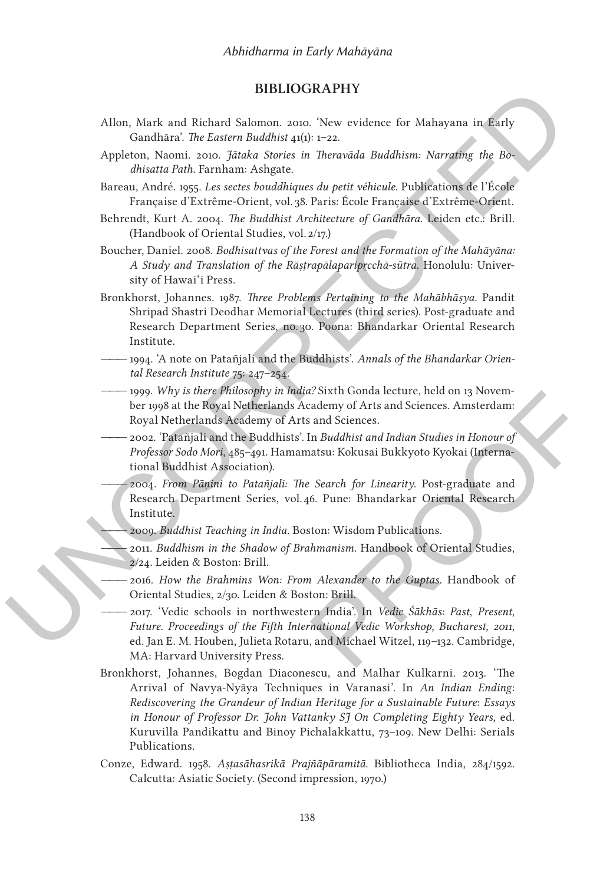## BIBLIOGRAPHY

Allon, Mark and Richard Salomon. 2010. 'New evidence for Mahayana in Early Gandhāra'. *The Eastern Buddhist* 41(1): 1–22.

Appleton, Naomi. 2010. *Jātaka Stories in Theravāda Buddhism: Narrating the Bodhisatta Path*. Farnham: Ashgate.

Bareau, André. 1955. *Les sectes bouddhiques du petit véhicule*. Publications de l'École Française d'Extrême-Orient, vol. 38. Paris: École Française d'Extrême-Orient.

Behrendt, Kurt A. 2004. *The Buddhist Architecture of Gandhāra*. Leiden etc.: Brill. (Handbook of Oriental Studies, vol. 2/17.)

Boucher, Daniel. 2008. *Bodhisattvas of the Forest and the Formation of the Mahāyāna: A Study and Translation of the Rāṣṭrapālaparipṛcchā-sūtra*. Honolulu: University of Hawai'i Press.

Bronkhorst, Johannes. 1987. *Three Problems Pertaining to the Mahābhāṣya*. Pandit Shripad Shastri Deodhar Memorial Lectures (third series). Post-graduate and Research Department Series, no. 30. Poona: Bhandarkar Oriental Research Institute.

——— 1994. 'A note on Patañjali and the Buddhists'. *Annals of the Bhandarkar Oriental Research Institute* 75: 247–254.

——— 1999. *Why is there Philosophy in India?* Sixth Gonda lecture, held on 13 November 1998 at the Royal Netherlands Academy of Arts and Sciences. Amsterdam: Royal Netherlands Academy of Arts and Sciences.

——— 2002. 'Patañjali and the Buddhists'. In *Buddhist and Indian Studies in Honour of Professor Sodo Mori*, 485–491. Hamamatsu: Kokusai Bukkyoto Kyokai (International Buddhist Association).

——— 2004. *From Pāṇini to Patañjali: The Search for Linearity*. Post-graduate and Research Department Series, vol. 46. Pune: Bhandarkar Oriental Research Institute.

——— 2009. *Buddhist Teaching in India*. Boston: Wisdom Publications.

——— 2011. *Buddhism in the Shadow of Brahmanism*. Handbook of Oriental Studies, 2/24. Leiden & Boston: Brill.

——— 2016. *How the Brahmins Won: From Alexander to the Guptas*. Handbook of Oriental Studies, 2/30. Leiden & Boston: Brill.

——— 2017. 'Vedic schools in northwestern India'. In *Vedic Śākhās: Past, Present, Future. Proceedings of the Fifth International Vedic Workshop, Bucharest, 2011*, ed. Jan E. M. Houben, Julieta Rotaru, and Michael Witzel, 119–132. Cambridge, MA: Harvard University Press.

Bronkhorst, Johannes, Bogdan Diaconescu, and Malhar Kulkarni. 2013. 'The Arrival of Navya-Nyāya Techniques in Varanasi'. In *An Indian Ending: Rediscovering the Grandeur of Indian Heritage for a Sustainable Future: Essays in Honour of Professor Dr. John Vattanky SJ On Completing Eighty Years*, ed. Kuruvilla Pandikattu and Binoy Pichalakkattu, 73–109. New Delhi: Serials Publications.

Conze, Edward. 1958. *Aṣṭasāhasrikā Prajñāpāramitā*. Bibliotheca India, 284/1592. Calcutta: Asiatic Society. (Second impression, 1970.)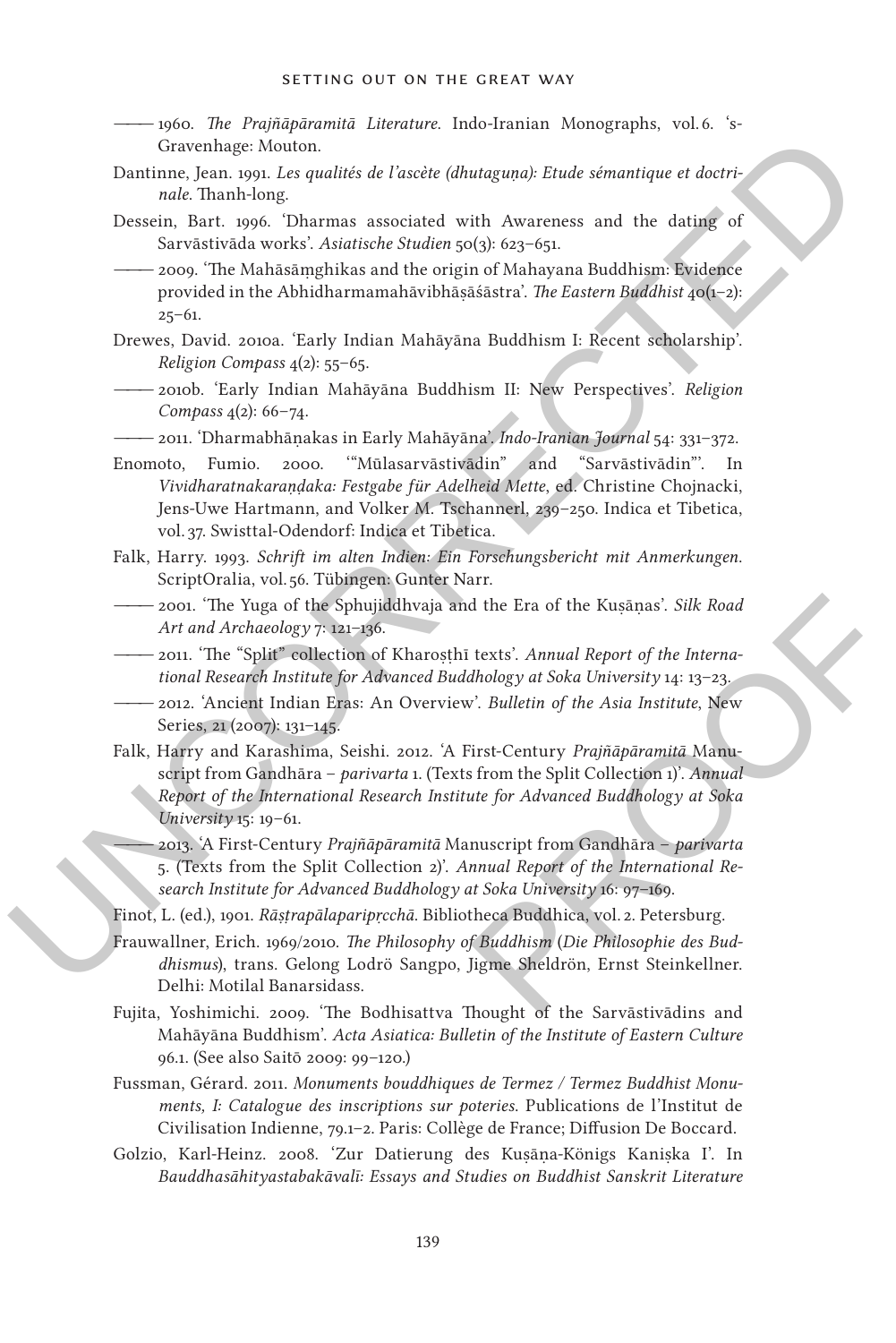——— 1960. *The Prajñāpāramitā Literature*. Indo-Iranian Monographs, vol. 6. 's-Gravenhage: Mouton.

Dantinne, Jean. 1991. *Les qualités de l'ascète (dhutaguṇa): Etude sémantique et doctrinale*. Thanh-long.

Dessein, Bart. 1996. 'Dharmas associated with Awareness and the dating of Sarvāstivāda works'. *Asiatische Studien* 50(3): 623–651.

——— 2009. 'The Mahāsāṃghikas and the origin of Mahayana Buddhism: Evidence provided in the Abhidharmamahāvibhāṣāśāstra'. *The Eastern Buddhist* 40(1–2): 25–61.

Drewes, David. 2010a. 'Early Indian Mahāyāna Buddhism I: Recent scholarship'. *Religion Compass* 4(2): 55–65.

——— 2010b. 'Early Indian Mahāyāna Buddhism II: New Perspectives'. *Religion Compass* 4(2): 66–74.

——— 2011. 'Dharmabhāṇakas in Early Mahāyāna'. *Indo-Iranian Journal* 54: 331–372.

Enomoto, Fumio. 2000. '"Mūlasarvāstivādin" and "Sarvāstivādin"'. In *Vividharatnakaraṇḍaka: Festgabe für Adelheid Mette*, ed. Christine Chojnacki, Jens-Uwe Hartmann, and Volker M. Tschannerl, 239–250. Indica et Tibetica, vol. 37. Swisttal-Odendorf: Indica et Tibetica.

Falk, Harry. 1993. *Schrift im alten Indien: Ein Forschungsbericht mit Anmerkungen*. ScriptOralia, vol. 56. Tübingen: Gunter Narr.

——— 2001. 'The Yuga of the Sphujiddhvaja and the Era of the Kuṣāṇas'. *Silk Road Art and Archaeology* 7: 121–136.

——— 2011. 'The "Split" collection of Kharoṣṭhī texts'. *Annual Report of the International Research Institute for Advanced Buddhology at Soka University* 14: 13–23.

——— 2012. 'Ancient Indian Eras: An Overview'. *Bulletin of the Asia Institute*, New Series, 21 (2007): 131–145.

Falk, Harry and Karashima, Seishi. 2012. 'A First-Century *Prajñāpāramitā* Manuscript from Gandhāra – *parivarta* 1. (Texts from the Split Collection 1)'. *Annual Report of the International Research Institute for Advanced Buddhology at Soka University* 15: 19–61.

——— 2013. 'A First-Century *Prajñāpāramitā* Manuscript from Gandhāra – *parivarta* 5. (Texts from the Split Collection 2)'. *Annual Report of the International Research Institute for Advanced Buddhology at Soka University* 16: 97–169.

Finot, L. (ed.), 1901. *Rāṣṭrapālaparipṛcchā*. Bibliotheca Buddhica, vol. 2. Petersburg.

Frauwallner, Erich. 1969/2010. *The Philosophy of Buddhism* (*Die Philosophie des Buddhismus*), trans. Gelong Lodrö Sangpo, Jigme Sheldrön, Ernst Steinkellner. Delhi: Motilal Banarsidass.

Fujita, Yoshimichi. 2009. 'The Bodhisattva Thought of the Sarvāstivādins and Mahāyāna Buddhism'. *Acta Asiatica: Bulletin of the Institute of Eastern Culture* 96.1. (See also Saitō 2009: 99–120.)

Fussman, Gérard. 2011. *Monuments bouddhiques de Termez / Termez Buddhist Monuments, I: Catalogue des inscriptions sur poteries*. Publications de l'Institut de Civilisation Indienne, 79.1–2. Paris: Collège de France; Diffusion De Boccard.

Golzio, Karl-Heinz. 2008. 'Zur Datierung des Kuṣāṇa-Königs Kaniṣka I'. In *Bauddhasāhityastabakāvalī: Essays and Studies on Buddhist Sanskrit Literature*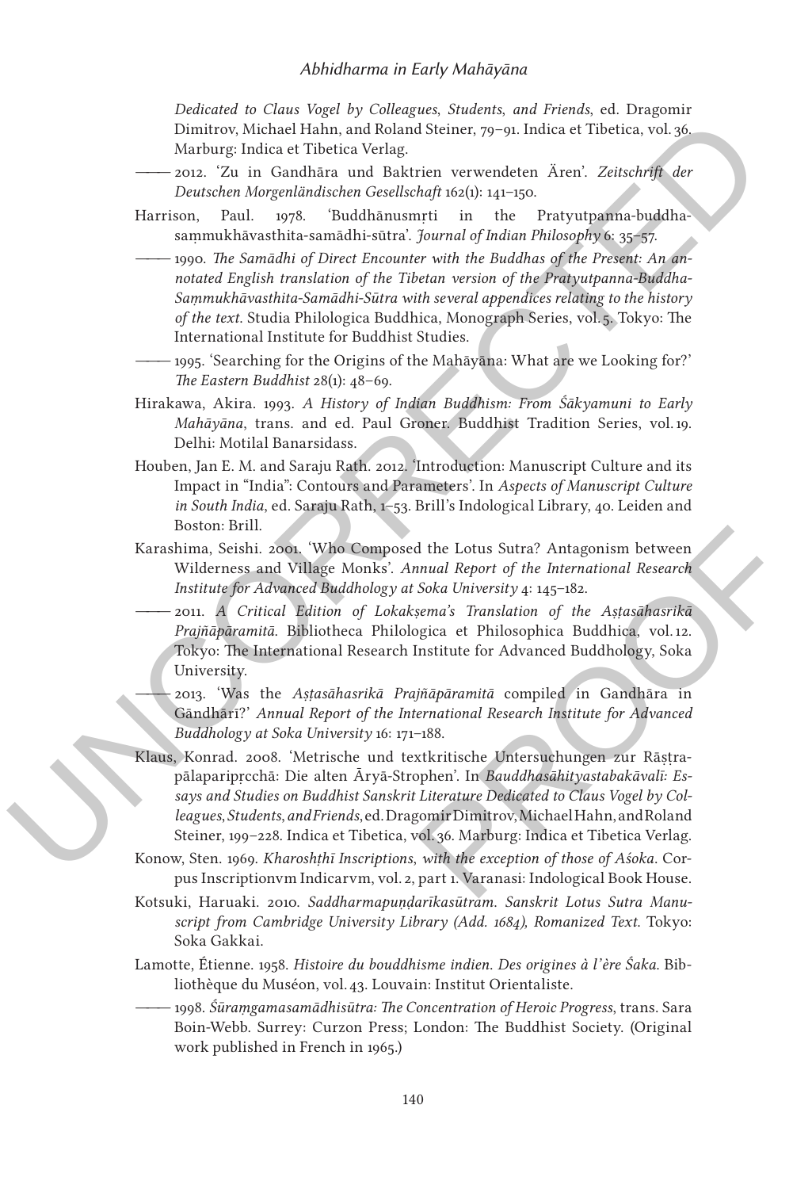*Dedicated to Claus Vogel by Colleagues, Students, and Friends*, ed. Dragomir Dimitrov, Michael Hahn, and Roland Steiner, 79–91. Indica et Tibetica, vol. 36. Marburg: Indica et Tibetica Verlag.

——— 2012. 'Zu in Gandhāra und Baktrien verwendeten Ären'. *Zeitschrift der Deutschen Morgenländischen Gesellschaft* 162(1): 141–150.

Harrison, Paul. 1978. 'Buddhānusmṛti in the Pratyutpanna-buddha-saṃmukhāvasthita-samādhi-sūtra'. *Journal of Indian Philosophy* 6: 35–57.

——— 1990. *The Samādhi of Direct Encounter with the Buddhas of the Present: An annotated English translation of the Tibetan version of the Pratyutpanna-Buddha-Saṃmukhāvasthita-Samādhi-Sūtra with several appendices relating to the history of the text.* Studia Philologica Buddhica, Monograph Series, vol. 5. Tokyo: The International Institute for Buddhist Studies.

——— 1995. 'Searching for the Origins of the Mahāyāna: What are we Looking for?' *The Eastern Buddhist* 28(1): 48–69.

Hirakawa, Akira. 1993. *A History of Indian Buddhism: From Śākyamuni to Early Mahāyāna*, trans. and ed. Paul Groner. Buddhist Tradition Series, vol. 19. Delhi: Motilal Banarsidass.

Houben, Jan E. M. and Saraju Rath. 2012. 'Introduction: Manuscript Culture and its Impact in "India": Contours and Parameters'. In *Aspects of Manuscript Culture in South India*, ed. Saraju Rath, 1–53. Brill's Indological Library, 40. Leiden and Boston: Brill.

Karashima, Seishi. 2001. 'Who Composed the Lotus Sutra? Antagonism between Wilderness and Village Monks'. *Annual Report of the International Research Institute for Advanced Buddhology at Soka University* 4: 145–182.

——— 2011. *A Critical Edition of Lokakṣema's Translation of the Aṣṭasāhasrikā Prajñāpāramitā.* Bibliotheca Philologica et Philosophica Buddhica, vol. 12. Tokyo: The International Research Institute for Advanced Buddhology, Soka University.

——— 2013. 'Was the *Aṣṭasāhasrikā Prajñāpāramitā* compiled in Gandhāra in Gāndhārī?' *Annual Report of the International Research Institute for Advanced Buddhology at Soka University* 16: 171–188.

Klaus, Konrad. 2008. 'Metrische und textkritische Untersuchungen zur Rāṣṭrapālaparipṛcchā: Die alten Āryā-Strophen'. In *Bauddhasāhityastabakāvalī: Essays and Studies on Buddhist Sanskrit Literature Dedicated to Claus Vogel by Colleagues, Students, and Friends*, ed. Dragomir Dimitrov, Michael Hahn, and Roland Steiner, 199–228. Indica et Tibetica, vol. 36. Marburg: Indica et Tibetica Verlag.

Konow, Sten. 1969. *Kharoṣṭhī Inscriptions, with the exception of those of Aśoka.* Corpus Inscriptionvm Indicarvm, vol. 2, part 1. Varanasi: Indological Book House.

Kotsuki, Haruaki. 2010. *Saddharmapuṇḍarīkasūtram. Sanskrit Lotus Sutra Manuscript from Cambridge University Library (Add. 1684), Romanized Text.* Tokyo: Soka Gakkai.

Lamotte, Étienne. 1958. *Histoire du bouddhisme indien. Des origines à l'ère Śaka.* Bibliothèque du Muséon, vol. 43. Louvain: Institut Orientaliste.

——— 1998. *Śūraṃgamasamādhisūtra: The Concentration of Heroic Progress*, trans. Sara Boin-Webb. Surrey: Curzon Press; London: The Buddhist Society. (Original work published in French in 1965.)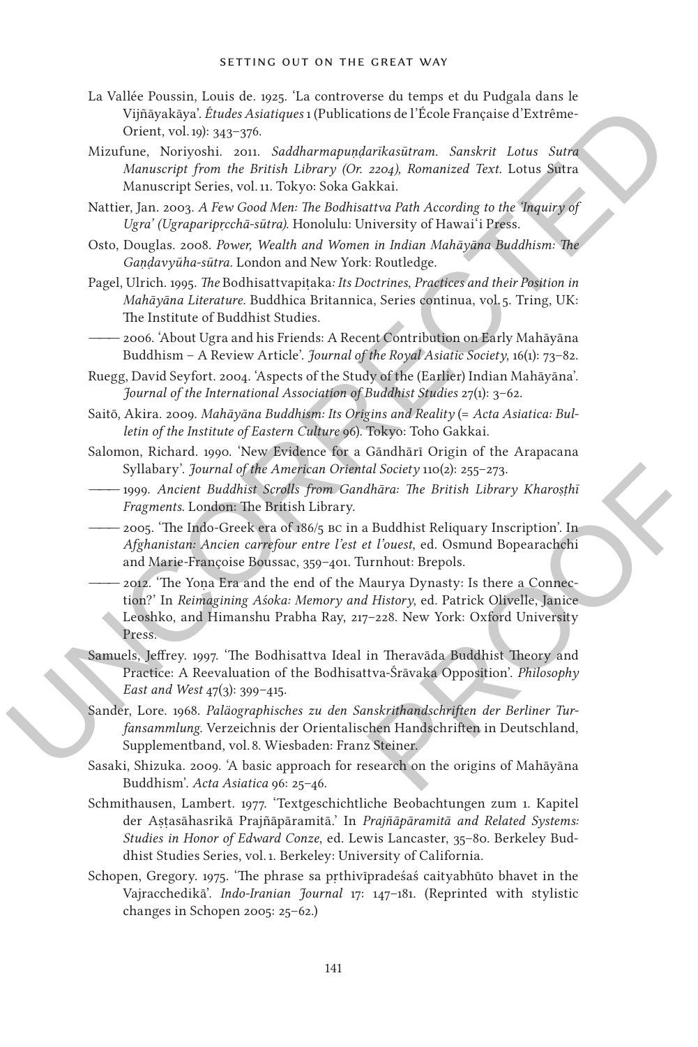La Vallée Poussin, Louis de. 1925. 'La controverse du temps et du Pudgala dans le Vijñāyakāya'. *Études Asiatiques* 1 (Publications de l'École Française d'Extrême-Orient, vol. 19): 343–376.

Mizufune, Noriyoshi. 2011. *Saddharmapuṇḍarīkasūtram. Sanskrit Lotus Sutra Manuscript from the British Library (Or. 2204), Romanized Text.* Lotus Sutra Manuscript Series, vol. 11. Tokyo: Soka Gakkai.

Nattier, Jan. 2003. *A Few Good Men: The Bodhisattva Path According to the 'Inquiry of Ugra' (Ugraparipṛcchā-sūtra).* Honolulu: University of Hawai'i Press.

Osto, Douglas. 2008. *Power, Wealth and Women in Indian Mahāyāna Buddhism: The Gaṇḍavyūha-sūtra.* London and New York: Routledge.

Pagel, Ulrich. 1995. *The* Bodhisattvapiṭaka*: Its Doctrines, Practices and their Position in Mahāyāna Literature.* Buddhica Britannica, Series continua, vol. 5. Tring, UK: The Institute of Buddhist Studies.

——— 2006. 'About Ugra and his Friends: A Recent Contribution on Early Mahāyāna Buddhism – A Review Article'. *Journal of the Royal Asiatic Society,* 16(1): 73–82.

Ruegg, David Seyfort. 2004. 'Aspects of the Study of the (Earlier) Indian Mahāyāna'. *Journal of the International Association of Buddhist Studies* 27(1): 3–62.

Saitō, Akira. 2009. *Mahāyāna Buddhism: Its Origins and Reality* (= *Acta Asiatica: Bulletin of the Institute of Eastern Culture* 96). Tokyo: Toho Gakkai.

Salomon, Richard. 1990. 'New Evidence for a Gāndhārī Origin of the Arapacana Syllabary'. *Journal of the American Oriental Society* 110(2): 255–273.

——— 1999. *Ancient Buddhist Scrolls from Gandhāra: The British Library Kharoṣṭhī Fragments.* London: The British Library.

——— 2005. 'The Indo-Greek era of 186/5 BC in a Buddhist Reliquary Inscription'. In *Afghanistan: Ancien carrefour entre l'est et l'ouest*, ed. Osmund Bopearachchi and Marie-Françoise Boussac, 359–401. Turnhout: Brepols.

——— 2012. 'The Yoṇa Era and the end of the Maurya Dynasty: Is there a Connection?' In *Reimagining Aśoka: Memory and History*, ed. Patrick Olivelle, Janice Leoshko, and Himanshu Prabha Ray, 217–228. New York: Oxford University Press.

Samuels, Jeffrey. 1997. 'The Bodhisattva Ideal in Theravāda Buddhist Theory and Practice: A Reevaluation of the Bodhisattva-Śrāvaka Opposition'. *Philosophy East and West* 47(3): 399–415.

Sander, Lore. 1968. *Paläographisches zu den Sanskrithandschriften der Berliner Turfansammlung.* Verzeichnis der Orientalischen Handschriften in Deutschland, Supplementband, vol. 8. Wiesbaden: Franz Steiner.

Sasaki, Shizuka. 2009. 'A basic approach for research on the origins of Mahāyāna Buddhism'. *Acta Asiatica* 96: 25–46.

Schmithausen, Lambert. 1977. 'Textgeschichtliche Beobachtungen zum 1. Kapitel der Aṣṭasāhasrikā Prajñāpāramitā.' In *Prajñāpāramitā and Related Systems: Studies in Honor of Edward Conze*, ed. Lewis Lancaster, 35–80. Berkeley Buddhist Studies Series, vol. 1. Berkeley: University of California.

Schopen, Gregory. 1975. 'The phrase sa pṛthivīpradeśaś caityabhūto bhavet in the Vajracchedikā'. *Indo-Iranian Journal* 17: 147–181. (Reprinted with stylistic changes in Schopen 2005: 25–62.)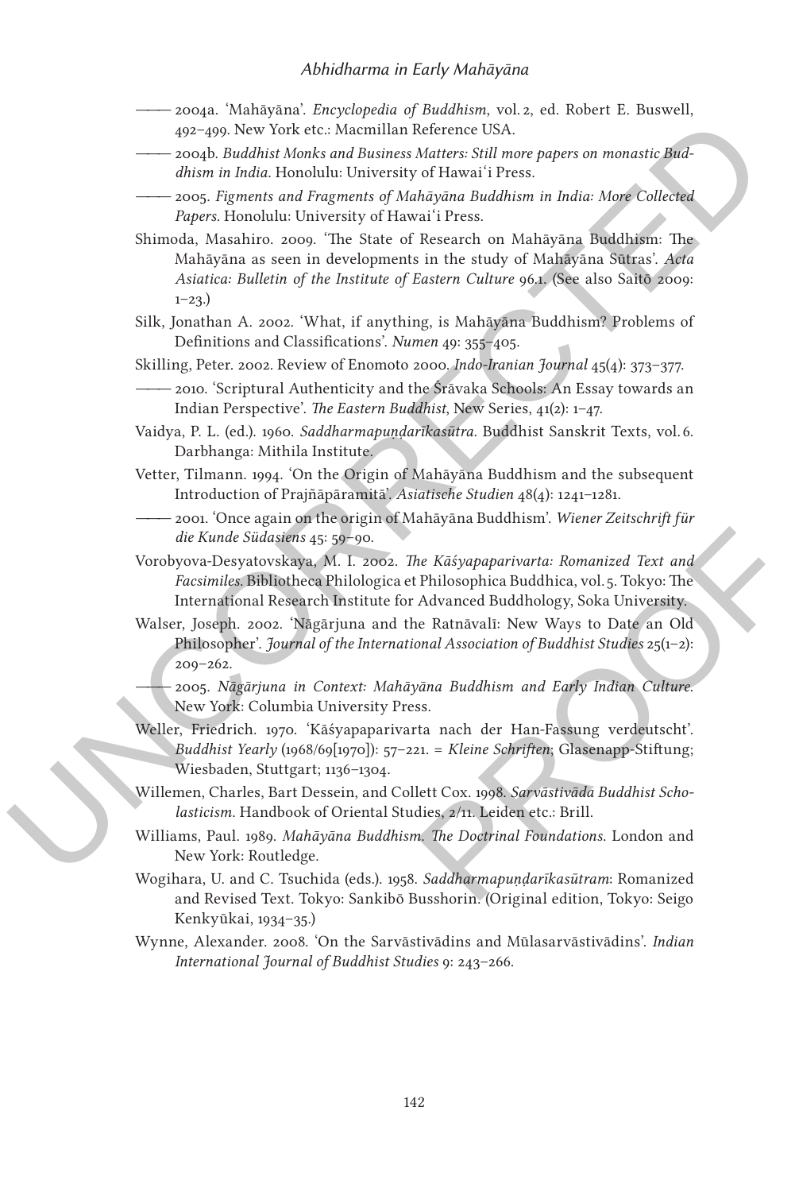——— 2004a. 'Mahāyāna'. *Encyclopedia of Buddhism*, vol. 2, ed. Robert E. Buswell, 492–499. New York etc.: Macmillan Reference USA.

——— 2004b. *Buddhist Monks and Business Matters: Still more papers on monastic Buddhism in India*. Honolulu: University of Hawai'i Press.

——— 2005. *Figments and Fragments of Mahāyāna Buddhism in India: More Collected Papers*. Honolulu: University of Hawai'i Press.

Shimoda, Masahiro. 2009. 'The State of Research on Mahāyāna Buddhism: The Mahāyāna as seen in developments in the study of Mahāyāna Sūtras'. *Acta Asiatica: Bulletin of the Institute of Eastern Culture* 96.1. (See also Saitō 2009: 1–23.)

Silk, Jonathan A. 2002. 'What, if anything, is Mahāyāna Buddhism? Problems of Definitions and Classifications'. *Numen* 49: 355–405.

Skilling, Peter. 2002. Review of Enomoto 2000. *Indo-Iranian Journal* 45(4): 373–377.

——— 2010. 'Scriptural Authenticity and the Śrāvaka Schools: An Essay towards an Indian Perspective'. *The Eastern Buddhist*, New Series, 41(2): 1–47.

Vaidya, P. L. (ed.). 1960. *Saddharmapuṇḍarīkasūtra*. Buddhist Sanskrit Texts, vol. 6. Darbhanga: Mithila Institute.

Vetter, Tilmann. 1994. 'On the Origin of Mahāyāna Buddhism and the subsequent Introduction of Prajñāpāramitā'. *Asiatische Studien* 48(4): 1241–1281.

——— 2001. 'Once again on the origin of Mahāyāna Buddhism'. *Wiener Zeitschrift für die Kunde Südasiens* 45: 59–90.

Vorobyova-Desyatovskaya, M. I. 2002. *The Kāśyapaparivarta: Romanized Text and Facsimiles*. Bibliotheca Philologica et Philosophica Buddhica, vol. 5. Tokyo: The International Research Institute for Advanced Buddhology, Soka University.

Walser, Joseph. 2002. 'Nāgārjuna and the Ratnāvalī: New Ways to Date an Old Philosopher'. *Journal of the International Association of Buddhist Studies* 25(1–2): 209–262.

——— 2005. *Nāgārjuna in Context: Mahāyāna Buddhism and Early Indian Culture*. New York: Columbia University Press.

Weller, Friedrich. 1970. 'Kāśyapaparivarta nach der Han-Fassung verdeutscht'. *Buddhist Yearly* (1968/69[1970]): 57–221. = *Kleine Schriften*; Glasenapp-Stiftung; Wiesbaden, Stuttgart; 1136–1304.

Willemen, Charles, Bart Dessein, and Collett Cox. 1998. *Sarvāstivāda Buddhist Scholasticism*. Handbook of Oriental Studies, 2/11. Leiden etc.: Brill.

Williams, Paul. 1989. *Mahāyāna Buddhism. The Doctrinal Foundations*. London and New York: Routledge.

Wogihara, U. and C. Tsuchida (eds.). 1958. *Saddharmapuṇḍarīkasūtram*: Romanized and Revised Text. Tokyo: Sankibō Busshorin. (Original edition, Tokyo: Seigo Kenkyūkai, 1934–35.)

Wynne, Alexander. 2008. 'On the Sarvāstivādins and Mūlasarvāstivādins'. *Indian International Journal of Buddhist Studies* 9: 243–266.